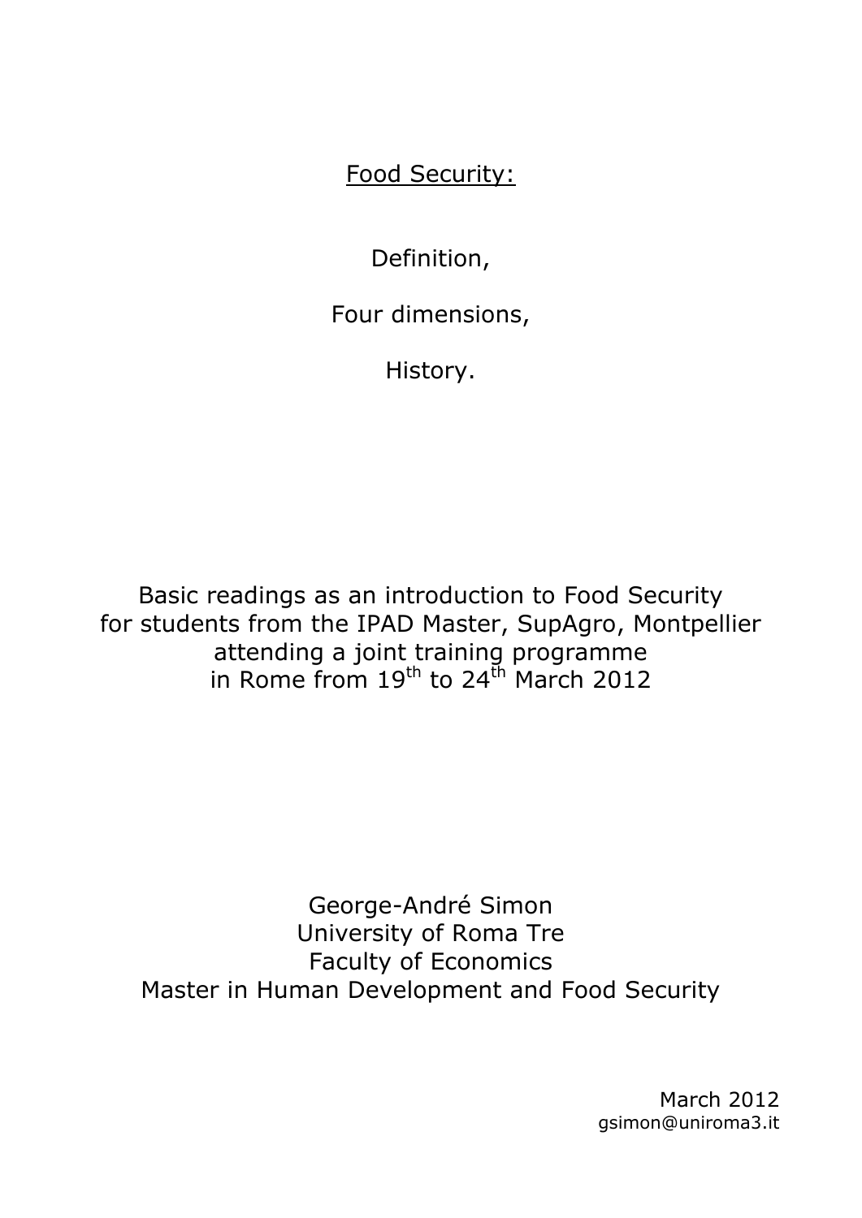# Food Security:

Definition,

Four dimensions,

History.

Basic readings as an introduction to Food Security
for students from the IPAD Master, SupAgro, Montpellier
attending a joint training programme
in Rome from 19th to 24th March 2012

George-André Simon
University of Roma Tre
Faculty of Economics
Master in Human Development and Food Security

March 2012
gsimon@uniroma3.it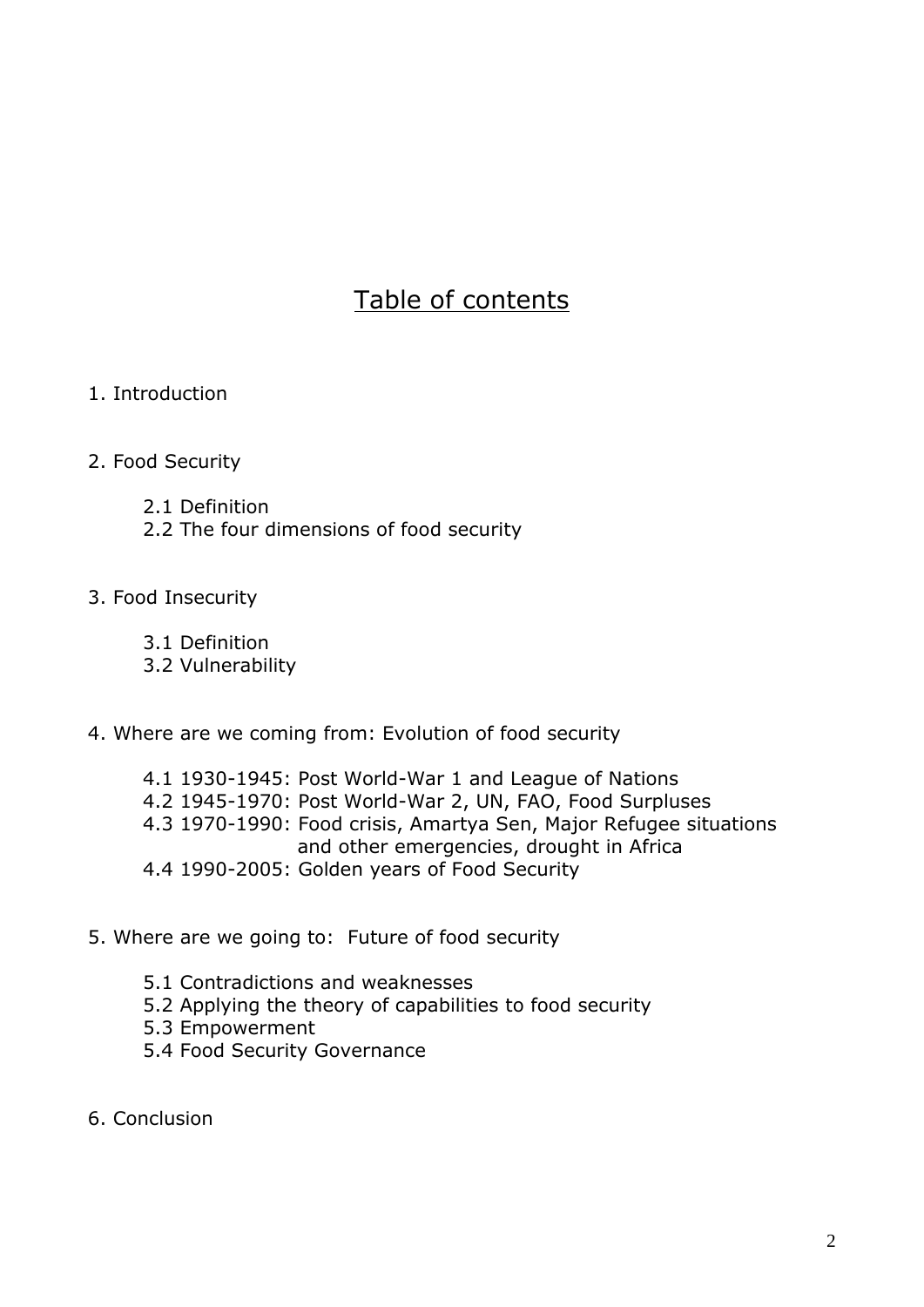# Table of contents

1. Introduction

2. Food Security

    2.1 Definition
    2.2 The four dimensions of food security

3. Food Insecurity

    3.1 Definition
    3.2 Vulnerability

4. Where are we coming from: Evolution of food security

    4.1 1930-1945: Post World-War 1 and League of Nations
    4.2 1945-1970: Post World-War 2, UN, FAO, Food Surpluses
    4.3 1970-1990: Food crisis, Amartya Sen, Major Refugee situations and other emergencies, drought in Africa
    4.4 1990-2005: Golden years of Food Security

5. Where are we going to: Future of food security

    5.1 Contradictions and weaknesses
    5.2 Applying the theory of capabilities to food security
    5.3 Empowerment
    5.4 Food Security Governance

6. Conclusion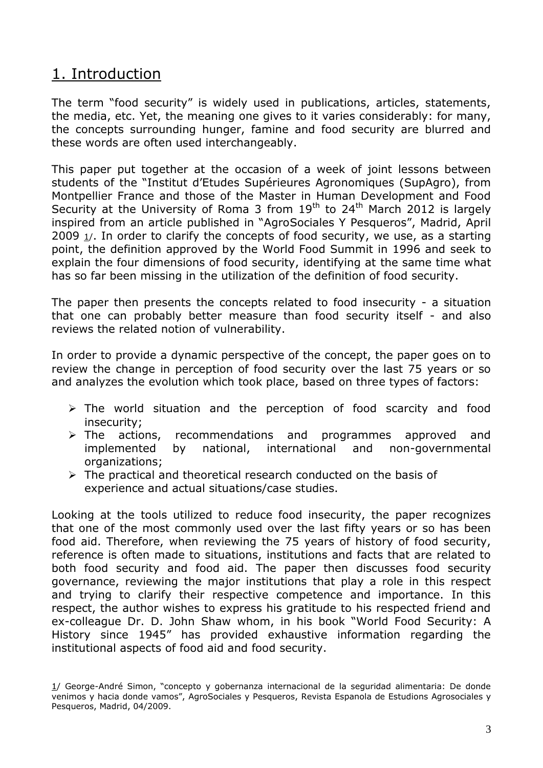## 1. Introduction

The term "food security" is widely used in publications, articles, statements, the media, etc. Yet, the meaning one gives to it varies considerably: for many, the concepts surrounding hunger, famine and food security are blurred and these words are often used interchangeably.

This paper put together at the occasion of a week of joint lessons between students of the "Institut d'Etudes Supérieures Agronomiques (SupAgro), from Montpellier France and those of the Master in Human Development and Food Security at the University of Roma 3 from 19th to 24th March 2012 is largely inspired from an article published in "AgroSociales Y Pesqueros", Madrid, April 2009 1/. In order to clarify the concepts of food security, we use, as a starting point, the definition approved by the World Food Summit in 1996 and seek to explain the four dimensions of food security, identifying at the same time what has so far been missing in the utilization of the definition of food security.

The paper then presents the concepts related to food insecurity - a situation that one can probably better measure than food security itself - and also reviews the related notion of vulnerability.

In order to provide a dynamic perspective of the concept, the paper goes on to review the change in perception of food security over the last 75 years or so and analyzes the evolution which took place, based on three types of factors:

- The world situation and the perception of food scarcity and food insecurity;
- The actions, recommendations and programmes approved and implemented by national, international and non-governmental organizations;
- The practical and theoretical research conducted on the basis of experience and actual situations/case studies.

Looking at the tools utilized to reduce food insecurity, the paper recognizes that one of the most commonly used over the last fifty years or so has been food aid. Therefore, when reviewing the 75 years of history of food security, reference is often made to situations, institutions and facts that are related to both food security and food aid. The paper then discusses food security governance, reviewing the major institutions that play a role in this respect and trying to clarify their respective competence and importance. In this respect, the author wishes to express his gratitude to his respected friend and ex-colleague Dr. D. John Shaw whom, in his book "World Food Security: A History since 1945" has provided exhaustive information regarding the institutional aspects of food aid and food security.

1/ George-André Simon, "concepto y gobernanza internacional de la seguridad alimentaria: De donde venimos y hacia donde vamos", AgroSociales y Pesqueros, Revista Espanola de Estudions Agrosociales y Pesqueros, Madrid, 04/2009.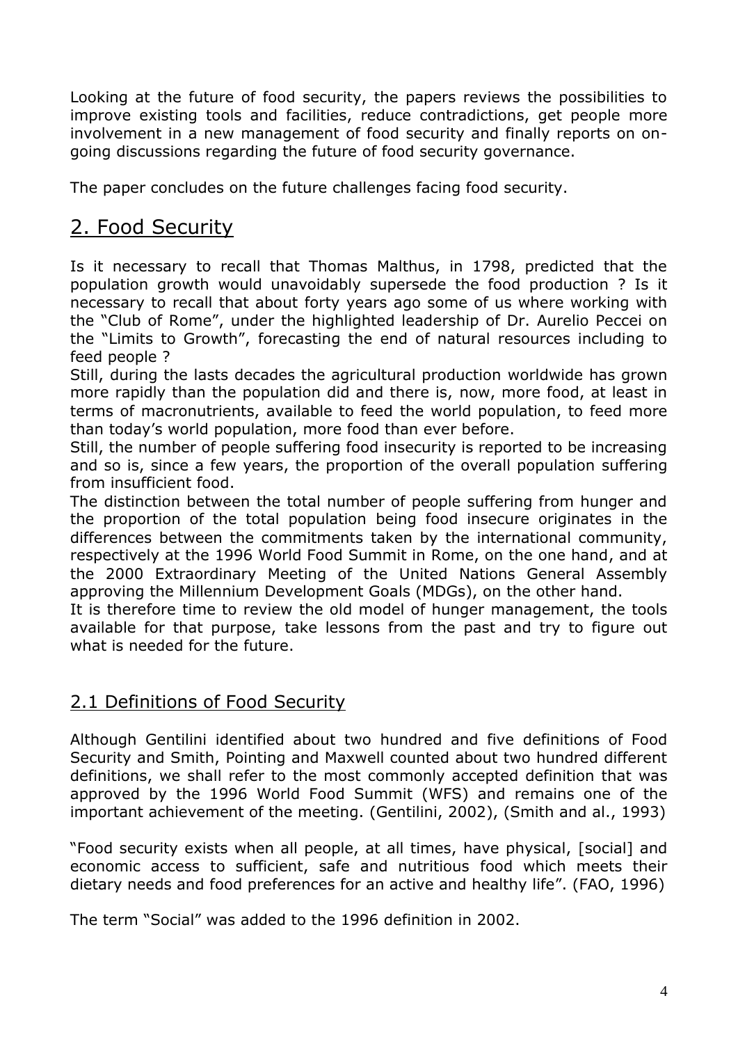Looking at the future of food security, the papers reviews the possibilities to improve existing tools and facilities, reduce contradictions, get people more involvement in a new management of food security and finally reports on on-going discussions regarding the future of food security governance.

The paper concludes on the future challenges facing food security.

## 2. Food Security

Is it necessary to recall that Thomas Malthus, in 1798, predicted that the population growth would unavoidably supersede the food production ? Is it necessary to recall that about forty years ago some of us where working with the "Club of Rome", under the highlighted leadership of Dr. Aurelio Peccei on the "Limits to Growth", forecasting the end of natural resources including to feed people ?

Still, during the lasts decades the agricultural production worldwide has grown more rapidly than the population did and there is, now, more food, at least in terms of macronutrients, available to feed the world population, to feed more than today's world population, more food than ever before.

Still, the number of people suffering food insecurity is reported to be increasing and so is, since a few years, the proportion of the overall population suffering from insufficient food.

The distinction between the total number of people suffering from hunger and the proportion of the total population being food insecure originates in the differences between the commitments taken by the international community, respectively at the 1996 World Food Summit in Rome, on the one hand, and at the 2000 Extraordinary Meeting of the United Nations General Assembly approving the Millennium Development Goals (MDGs), on the other hand.

It is therefore time to review the old model of hunger management, the tools available for that purpose, take lessons from the past and try to figure out what is needed for the future.

### 2.1 Definitions of Food Security

Although Gentilini identified about two hundred and five definitions of Food Security and Smith, Pointing and Maxwell counted about two hundred different definitions, we shall refer to the most commonly accepted definition that was approved by the 1996 World Food Summit (WFS) and remains one of the important achievement of the meeting. (Gentilini, 2002), (Smith and al., 1993)

"Food security exists when all people, at all times, have physical, [social] and economic access to sufficient, safe and nutritious food which meets their dietary needs and food preferences for an active and healthy life". (FAO, 1996)

The term "Social" was added to the 1996 definition in 2002.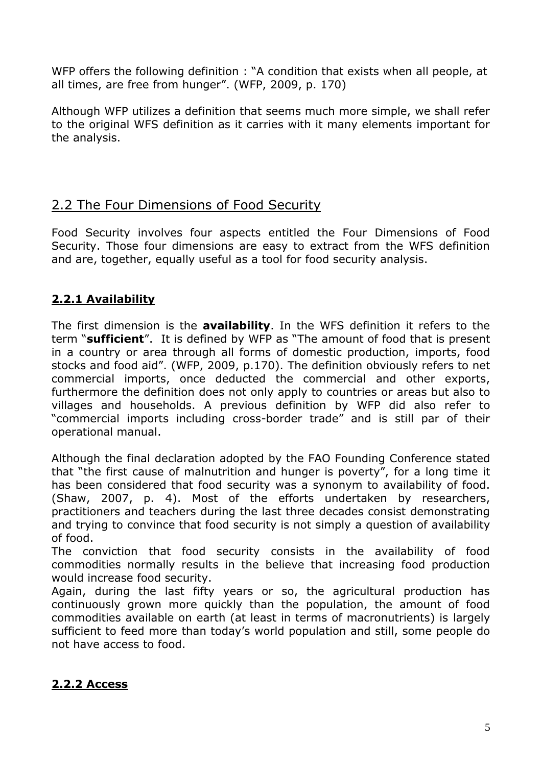WFP offers the following definition : "A condition that exists when all people, at all times, are free from hunger". (WFP, 2009, p. 170)

Although WFP utilizes a definition that seems much more simple, we shall refer to the original WFS definition as it carries with it many elements important for the analysis.

## 2.2 The Four Dimensions of Food Security

Food Security involves four aspects entitled the Four Dimensions of Food Security. Those four dimensions are easy to extract from the WFS definition and are, together, equally useful as a tool for food security analysis.

### 2.2.1 Availability

The first dimension is the **availability**. In the WFS definition it refers to the term "**sufficient**". It is defined by WFP as "The amount of food that is present in a country or area through all forms of domestic production, imports, food stocks and food aid". (WFP, 2009, p.170). The definition obviously refers to net commercial imports, once deducted the commercial and other exports, furthermore the definition does not only apply to countries or areas but also to villages and households. A previous definition by WFP did also refer to "commercial imports including cross-border trade" and is still par of their operational manual.

Although the final declaration adopted by the FAO Founding Conference stated that "the first cause of malnutrition and hunger is poverty", for a long time it has been considered that food security was a synonym to availability of food. (Shaw, 2007, p. 4). Most of the efforts undertaken by researchers, practitioners and teachers during the last three decades consist demonstrating and trying to convince that food security is not simply a question of availability of food.
The conviction that food security consists in the availability of food commodities normally results in the believe that increasing food production would increase food security.
Again, during the last fifty years or so, the agricultural production has continuously grown more quickly than the population, the amount of food commodities available on earth (at least in terms of macronutrients) is largely sufficient to feed more than today's world population and still, some people do not have access to food.

### 2.2.2 Access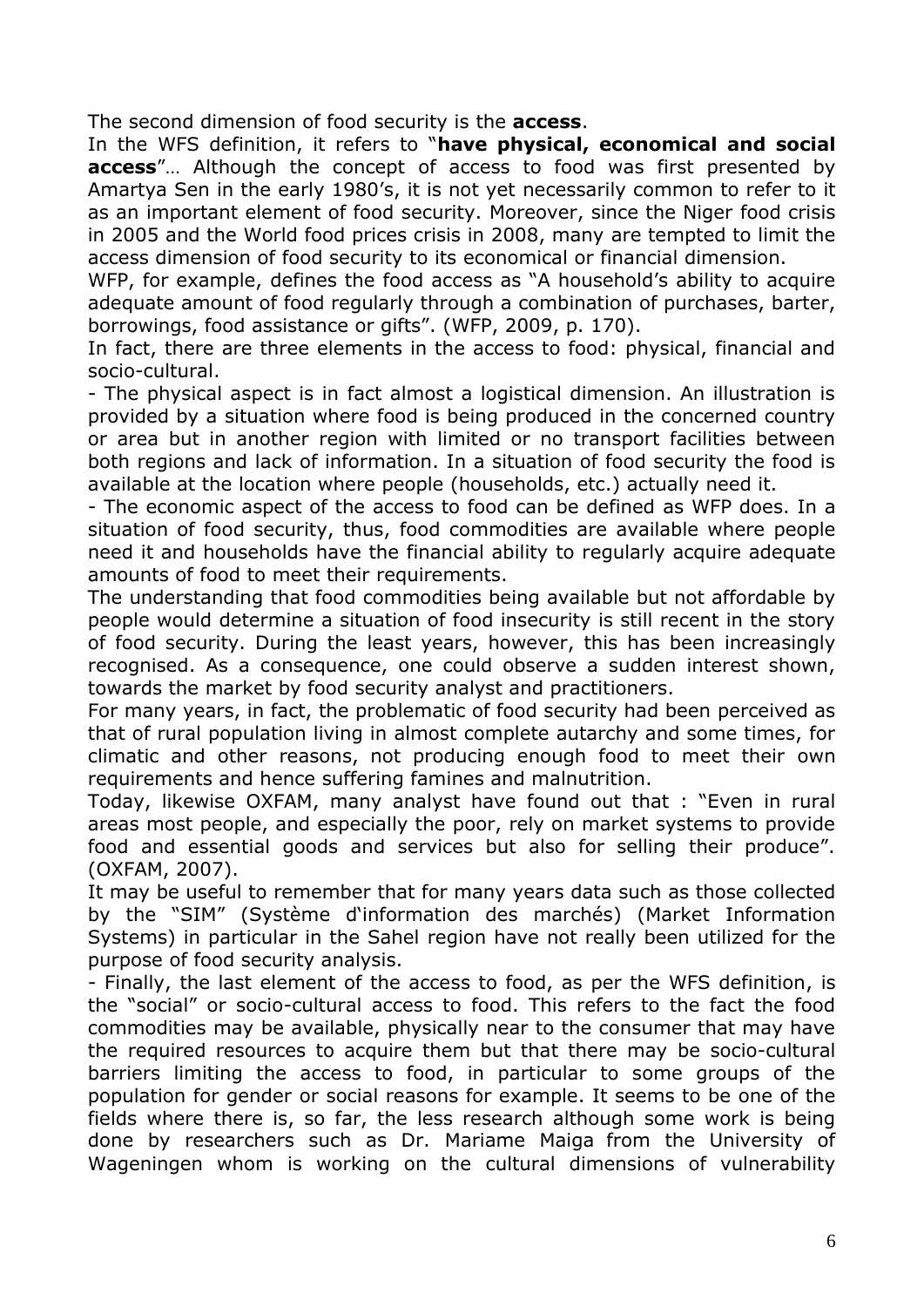The second dimension of food security is the **access**.

In the WFS definition, it refers to "**have physical, economical and social access**"… Although the concept of access to food was first presented by Amartya Sen in the early 1980's, it is not yet necessarily common to refer to it as an important element of food security. Moreover, since the Niger food crisis in 2005 and the World food prices crisis in 2008, many are tempted to limit the access dimension of food security to its economical or financial dimension.

WFP, for example, defines the food access as "A household's ability to acquire adequate amount of food regularly through a combination of purchases, barter, borrowings, food assistance or gifts". (WFP, 2009, p. 170).

In fact, there are three elements in the access to food: physical, financial and socio-cultural.

- The physical aspect is in fact almost a logistical dimension. An illustration is provided by a situation where food is being produced in the concerned country or area but in another region with limited or no transport facilities between both regions and lack of information. In a situation of food security the food is available at the location where people (households, etc.) actually need it.
- The economic aspect of the access to food can be defined as WFP does. In a situation of food security, thus, food commodities are available where people need it and households have the financial ability to regularly acquire adequate amounts of food to meet their requirements.

The understanding that food commodities being available but not affordable by people would determine a situation of food insecurity is still recent in the story of food security. During the least years, however, this has been increasingly recognised. As a consequence, one could observe a sudden interest shown, towards the market by food security analyst and practitioners.

For many years, in fact, the problematic of food security had been perceived as that of rural population living in almost complete autarchy and some times, for climatic and other reasons, not producing enough food to meet their own requirements and hence suffering famines and malnutrition.

Today, likewise OXFAM, many analyst have found out that : "Even in rural areas most people, and especially the poor, rely on market systems to provide food and essential goods and services but also for selling their produce". (OXFAM, 2007).

It may be useful to remember that for many years data such as those collected by the "SIM" (Système d'information des marchés) (Market Information Systems) in particular in the Sahel region have not really been utilized for the purpose of food security analysis.

- Finally, the last element of the access to food, as per the WFS definition, is the "social" or socio-cultural access to food. This refers to the fact the food commodities may be available, physically near to the consumer that may have the required resources to acquire them but that there may be socio-cultural barriers limiting the access to food, in particular to some groups of the population for gender or social reasons for example. It seems to be one of the fields where there is, so far, the less research although some work is being done by researchers such as Dr. Mariame Maiga from the University of Wageningen whom is working on the cultural dimensions of vulnerability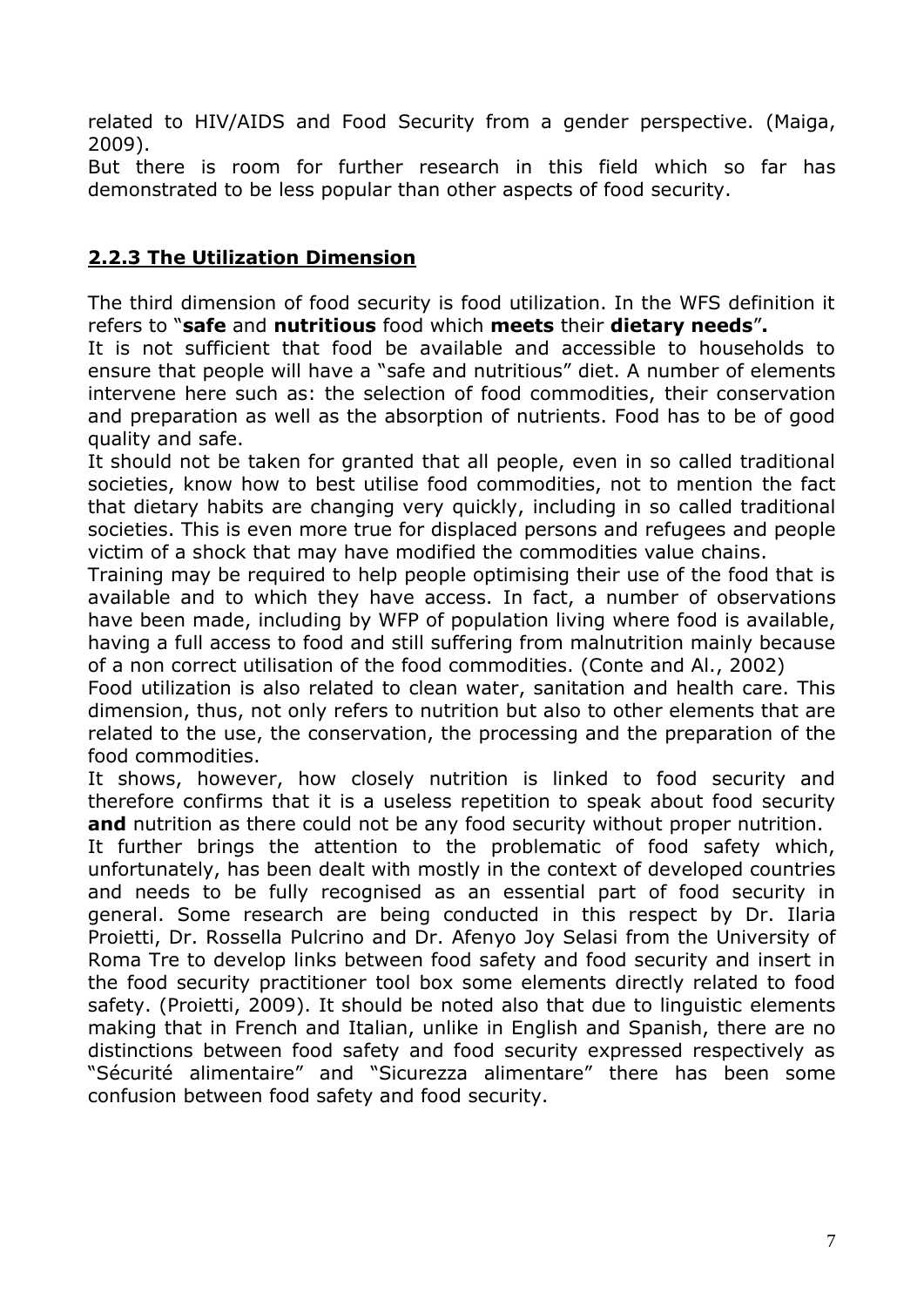related to HIV/AIDS and Food Security from a gender perspective. (Maiga, 2009).

But there is room for further research in this field which so far has demonstrated to be less popular than other aspects of food security.

### 2.2.3 The Utilization Dimension

The third dimension of food security is food utilization. In the WFS definition it refers to "**safe** and **nutritious** food which **meets** their **dietary needs**".

It is not sufficient that food be available and accessible to households to ensure that people will have a "safe and nutritious" diet. A number of elements intervene here such as: the selection of food commodities, their conservation and preparation as well as the absorption of nutrients. Food has to be of good quality and safe.

It should not be taken for granted that all people, even in so called traditional societies, know how to best utilise food commodities, not to mention the fact that dietary habits are changing very quickly, including in so called traditional societies. This is even more true for displaced persons and refugees and people victim of a shock that may have modified the commodities value chains.

Training may be required to help people optimising their use of the food that is available and to which they have access. In fact, a number of observations have been made, including by WFP of population living where food is available, having a full access to food and still suffering from malnutrition mainly because of a non correct utilisation of the food commodities. (Conte and Al., 2002)

Food utilization is also related to clean water, sanitation and health care. This dimension, thus, not only refers to nutrition but also to other elements that are related to the use, the conservation, the processing and the preparation of the food commodities.

It shows, however, how closely nutrition is linked to food security and therefore confirms that it is a useless repetition to speak about food security **and** nutrition as there could not be any food security without proper nutrition.

It further brings the attention to the problematic of food safety which, unfortunately, has been dealt with mostly in the context of developed countries and needs to be fully recognised as an essential part of food security in general. Some research are being conducted in this respect by Dr. Ilaria Proietti, Dr. Rossella Pulcrino and Dr. Afenyo Joy Selasi from the University of Roma Tre to develop links between food safety and food security and insert in the food security practitioner tool box some elements directly related to food safety. (Proietti, 2009). It should be noted also that due to linguistic elements making that in French and Italian, unlike in English and Spanish, there are no distinctions between food safety and food security expressed respectively as "Sécurité alimentaire" and "Sicurezza alimentare" there has been some confusion between food safety and food security.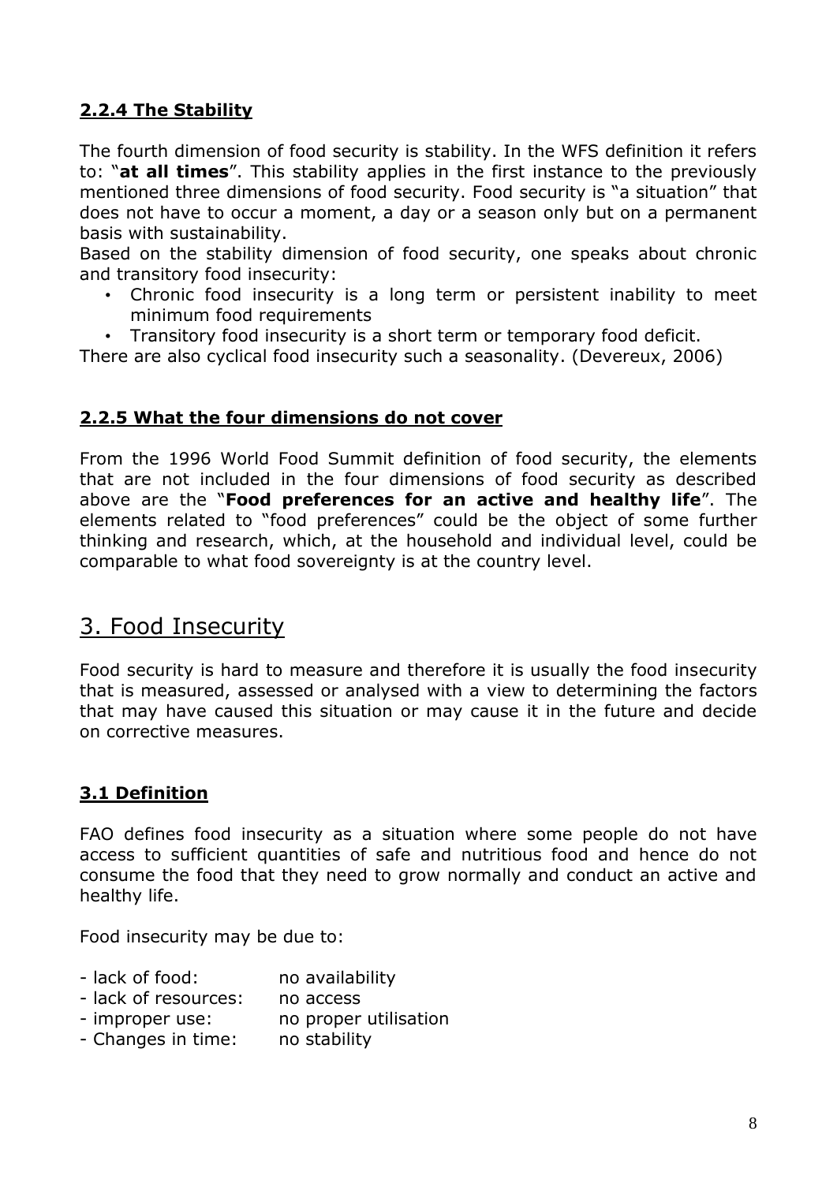### 2.2.4 The Stability

The fourth dimension of food security is stability. In the WFS definition it refers to: "**at all times**". This stability applies in the first instance to the previously mentioned three dimensions of food security. Food security is "a situation" that does not have to occur a moment, a day or a season only but on a permanent basis with sustainability.

Based on the stability dimension of food security, one speaks about chronic and transitory food insecurity:

- Chronic food insecurity is a long term or persistent inability to meet minimum food requirements
- Transitory food insecurity is a short term or temporary food deficit.

There are also cyclical food insecurity such a seasonality. (Devereux, 2006)

### 2.2.5 What the four dimensions do not cover

From the 1996 World Food Summit definition of food security, the elements that are not included in the four dimensions of food security as described above are the "**Food preferences for an active and healthy life**". The elements related to "food preferences" could be the object of some further thinking and research, which, at the household and individual level, could be comparable to what food sovereignty is at the country level.

## 3. Food Insecurity

Food security is hard to measure and therefore it is usually the food insecurity that is measured, assessed or analysed with a view to determining the factors that may have caused this situation or may cause it in the future and decide on corrective measures.

### 3.1 Definition

FAO defines food insecurity as a situation where some people do not have access to sufficient quantities of safe and nutritious food and hence do not consume the food that they need to grow normally and conduct an active and healthy life.

Food insecurity may be due to:

- lack of food: no availability
- lack of resources: no access
- improper use: no proper utilisation
- Changes in time: no stability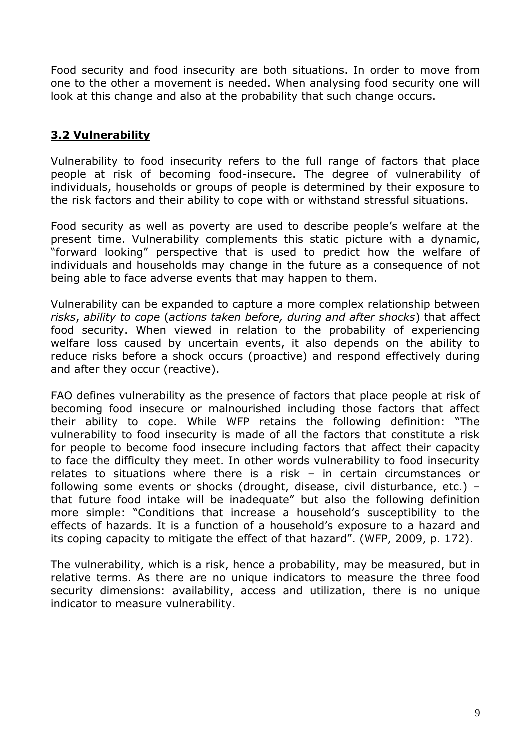Food security and food insecurity are both situations. In order to move from one to the other a movement is needed. When analysing food security one will look at this change and also at the probability that such change occurs.

## **3.2 Vulnerability**

Vulnerability to food insecurity refers to the full range of factors that place people at risk of becoming food-insecure. The degree of vulnerability of individuals, households or groups of people is determined by their exposure to the risk factors and their ability to cope with or withstand stressful situations.

Food security as well as poverty are used to describe people's welfare at the present time. Vulnerability complements this static picture with a dynamic, "forward looking" perspective that is used to predict how the welfare of individuals and households may change in the future as a consequence of not being able to face adverse events that may happen to them.

Vulnerability can be expanded to capture a more complex relationship between *risks*, *ability to cope* (*actions taken before, during and after shocks*) that affect food security. When viewed in relation to the probability of experiencing welfare loss caused by uncertain events, it also depends on the ability to reduce risks before a shock occurs (proactive) and respond effectively during and after they occur (reactive).

FAO defines vulnerability as the presence of factors that place people at risk of becoming food insecure or malnourished including those factors that affect their ability to cope. While WFP retains the following definition: "The vulnerability to food insecurity is made of all the factors that constitute a risk for people to become food insecure including factors that affect their capacity to face the difficulty they meet. In other words vulnerability to food insecurity relates to situations where there is a risk – in certain circumstances or following some events or shocks (drought, disease, civil disturbance, etc.) – that future food intake will be inadequate" but also the following definition more simple: "Conditions that increase a household's susceptibility to the effects of hazards. It is a function of a household's exposure to a hazard and its coping capacity to mitigate the effect of that hazard". (WFP, 2009, p. 172).

The vulnerability, which is a risk, hence a probability, may be measured, but in relative terms. As there are no unique indicators to measure the three food security dimensions: availability, access and utilization, there is no unique indicator to measure vulnerability.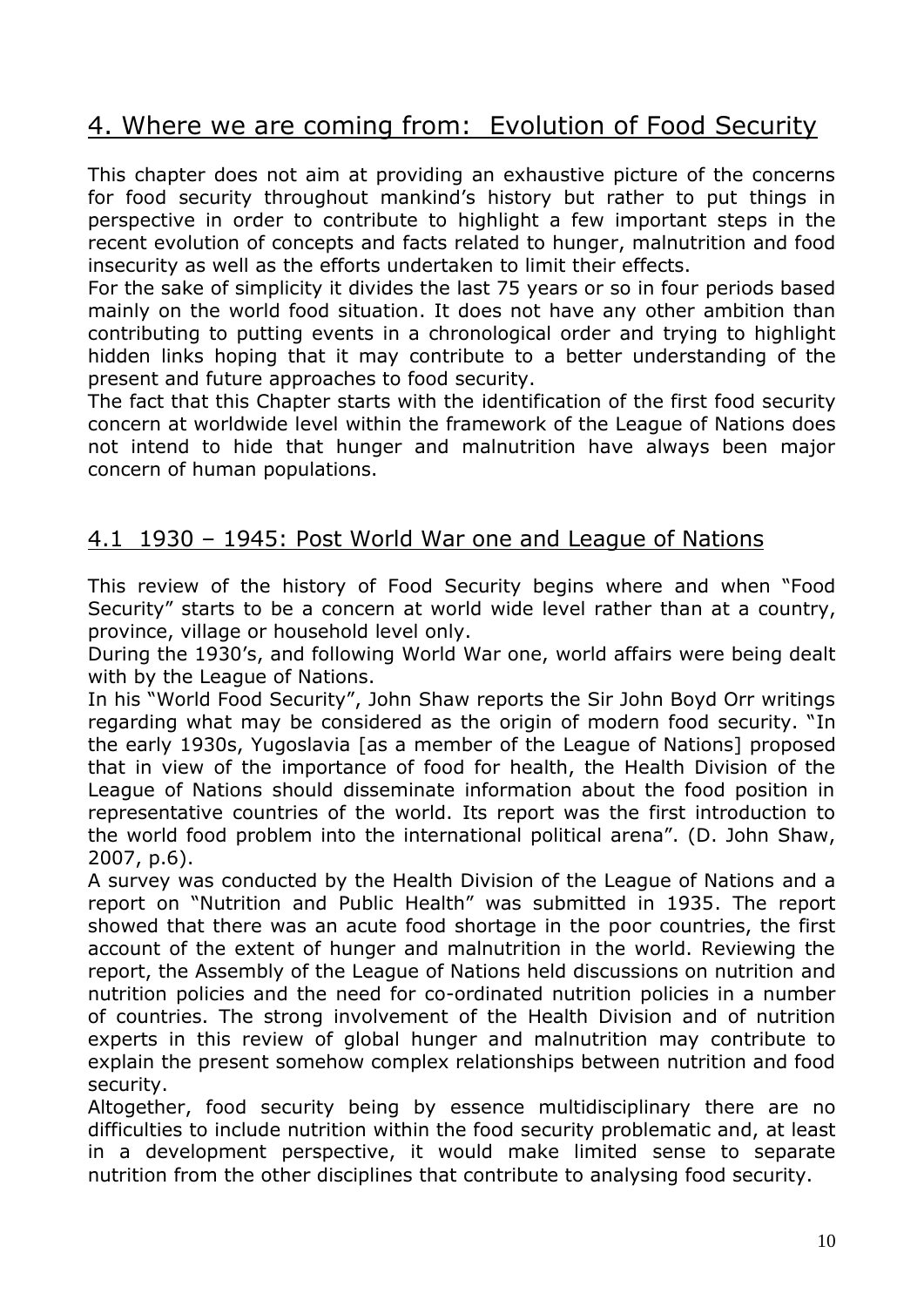## 4. Where we are coming from: Evolution of Food Security

This chapter does not aim at providing an exhaustive picture of the concerns for food security throughout mankind's history but rather to put things in perspective in order to contribute to highlight a few important steps in the recent evolution of concepts and facts related to hunger, malnutrition and food insecurity as well as the efforts undertaken to limit their effects.

For the sake of simplicity it divides the last 75 years or so in four periods based mainly on the world food situation. It does not have any other ambition than contributing to putting events in a chronological order and trying to highlight hidden links hoping that it may contribute to a better understanding of the present and future approaches to food security.

The fact that this Chapter starts with the identification of the first food security concern at worldwide level within the framework of the League of Nations does not intend to hide that hunger and malnutrition have always been major concern of human populations.

### 4.1 1930 – 1945: Post World War one and League of Nations

This review of the history of Food Security begins where and when "Food Security" starts to be a concern at world wide level rather than at a country, province, village or household level only.

During the 1930's, and following World War one, world affairs were being dealt with by the League of Nations.

In his "World Food Security", John Shaw reports the Sir John Boyd Orr writings regarding what may be considered as the origin of modern food security. "In the early 1930s, Yugoslavia [as a member of the League of Nations] proposed that in view of the importance of food for health, the Health Division of the League of Nations should disseminate information about the food position in representative countries of the world. Its report was the first introduction to the world food problem into the international political arena". (D. John Shaw, 2007, p.6).

A survey was conducted by the Health Division of the League of Nations and a report on "Nutrition and Public Health" was submitted in 1935. The report showed that there was an acute food shortage in the poor countries, the first account of the extent of hunger and malnutrition in the world. Reviewing the report, the Assembly of the League of Nations held discussions on nutrition and nutrition policies and the need for co-ordinated nutrition policies in a number of countries. The strong involvement of the Health Division and of nutrition experts in this review of global hunger and malnutrition may contribute to explain the present somehow complex relationships between nutrition and food security.

Altogether, food security being by essence multidisciplinary there are no difficulties to include nutrition within the food security problematic and, at least in a development perspective, it would make limited sense to separate nutrition from the other disciplines that contribute to analysing food security.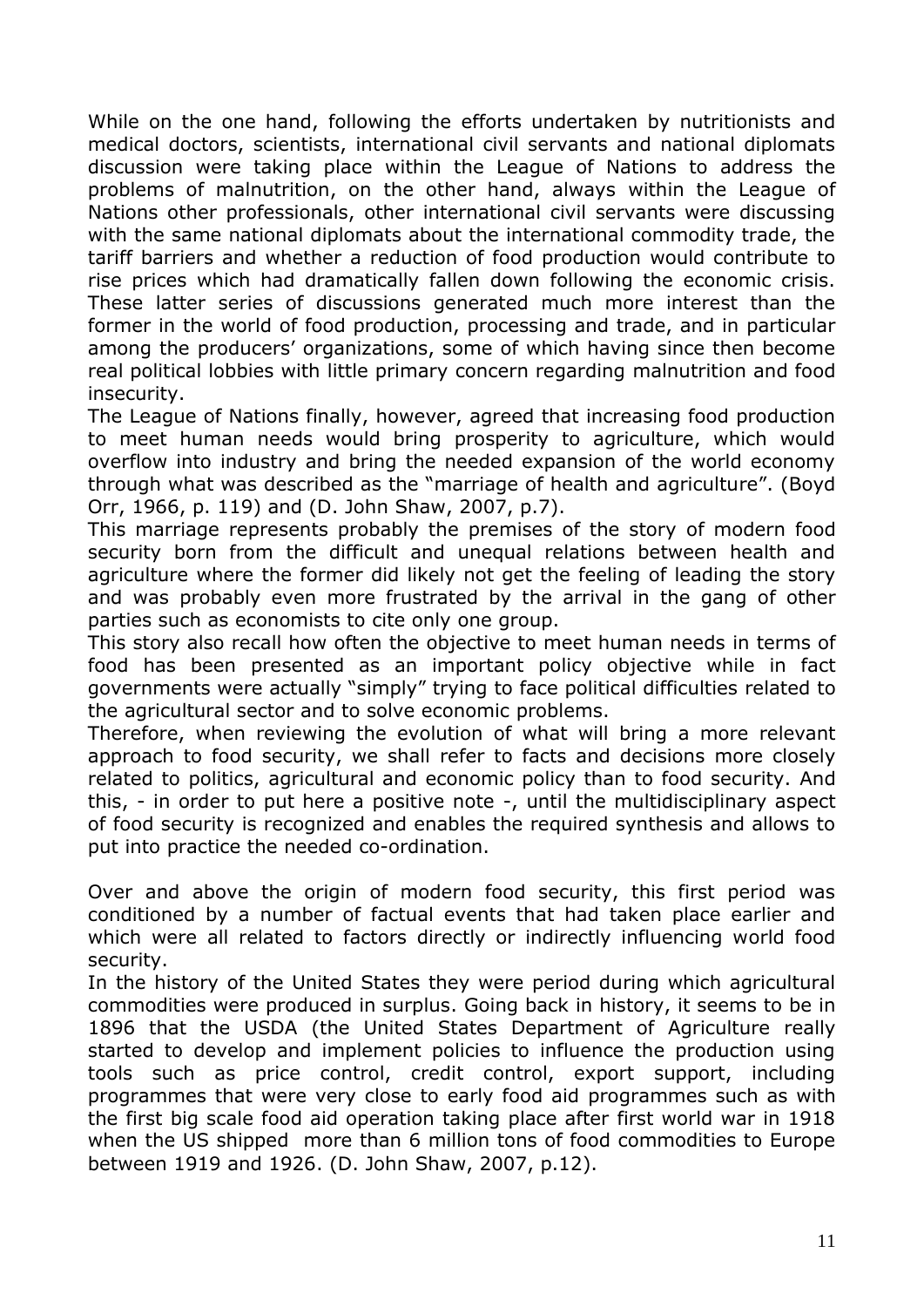While on the one hand, following the efforts undertaken by nutritionists and medical doctors, scientists, international civil servants and national diplomats discussion were taking place within the League of Nations to address the problems of malnutrition, on the other hand, always within the League of Nations other professionals, other international civil servants were discussing with the same national diplomats about the international commodity trade, the tariff barriers and whether a reduction of food production would contribute to rise prices which had dramatically fallen down following the economic crisis. These latter series of discussions generated much more interest than the former in the world of food production, processing and trade, and in particular among the producers' organizations, some of which having since then become real political lobbies with little primary concern regarding malnutrition and food insecurity.

The League of Nations finally, however, agreed that increasing food production to meet human needs would bring prosperity to agriculture, which would overflow into industry and bring the needed expansion of the world economy through what was described as the "marriage of health and agriculture". (Boyd Orr, 1966, p. 119) and (D. John Shaw, 2007, p.7).

This marriage represents probably the premises of the story of modern food security born from the difficult and unequal relations between health and agriculture where the former did likely not get the feeling of leading the story and was probably even more frustrated by the arrival in the gang of other parties such as economists to cite only one group.

This story also recall how often the objective to meet human needs in terms of food has been presented as an important policy objective while in fact governments were actually "simply" trying to face political difficulties related to the agricultural sector and to solve economic problems.

Therefore, when reviewing the evolution of what will bring a more relevant approach to food security, we shall refer to facts and decisions more closely related to politics, agricultural and economic policy than to food security. And this, - in order to put here a positive note -, until the multidisciplinary aspect of food security is recognized and enables the required synthesis and allows to put into practice the needed co-ordination.

Over and above the origin of modern food security, this first period was conditioned by a number of factual events that had taken place earlier and which were all related to factors directly or indirectly influencing world food security.

In the history of the United States they were period during which agricultural commodities were produced in surplus. Going back in history, it seems to be in 1896 that the USDA (the United States Department of Agriculture really started to develop and implement policies to influence the production using tools such as price control, credit control, export support, including programmes that were very close to early food aid programmes such as with the first big scale food aid operation taking place after first world war in 1918 when the US shipped more than 6 million tons of food commodities to Europe between 1919 and 1926. (D. John Shaw, 2007, p.12).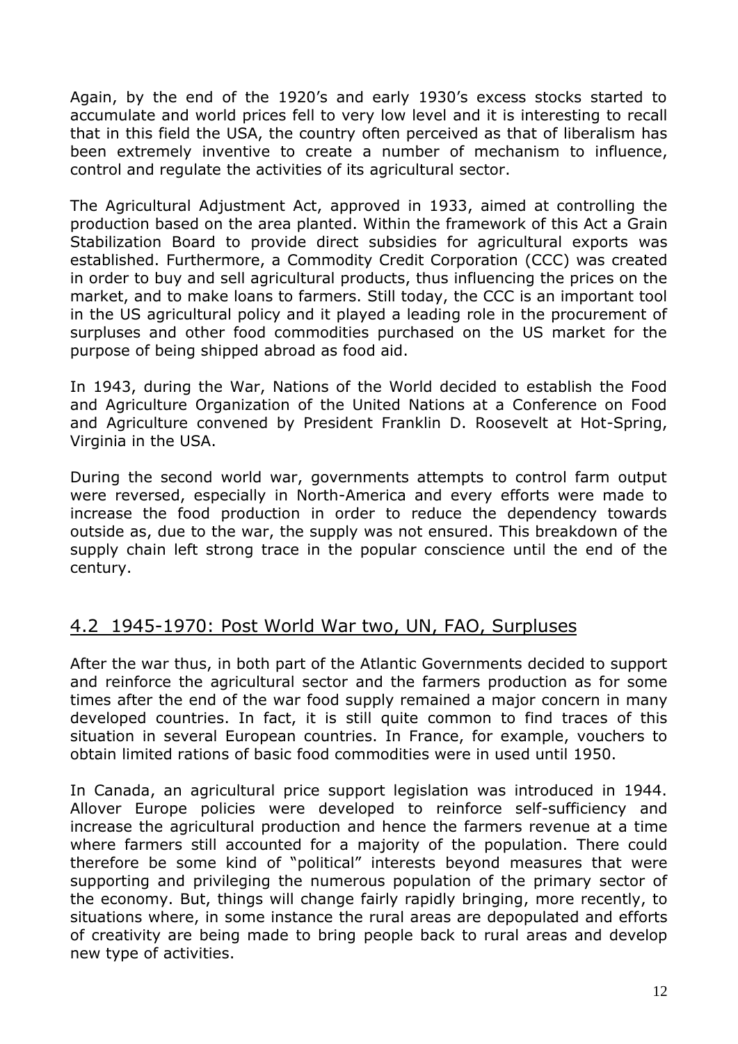Again, by the end of the 1920's and early 1930's excess stocks started to accumulate and world prices fell to very low level and it is interesting to recall that in this field the USA, the country often perceived as that of liberalism has been extremely inventive to create a number of mechanism to influence, control and regulate the activities of its agricultural sector.

The Agricultural Adjustment Act, approved in 1933, aimed at controlling the production based on the area planted. Within the framework of this Act a Grain Stabilization Board to provide direct subsidies for agricultural exports was established. Furthermore, a Commodity Credit Corporation (CCC) was created in order to buy and sell agricultural products, thus influencing the prices on the market, and to make loans to farmers. Still today, the CCC is an important tool in the US agricultural policy and it played a leading role in the procurement of surpluses and other food commodities purchased on the US market for the purpose of being shipped abroad as food aid.

In 1943, during the War, Nations of the World decided to establish the Food and Agriculture Organization of the United Nations at a Conference on Food and Agriculture convened by President Franklin D. Roosevelt at Hot-Spring, Virginia in the USA.

During the second world war, governments attempts to control farm output were reversed, especially in North-America and every efforts were made to increase the food production in order to reduce the dependency towards outside as, due to the war, the supply was not ensured. This breakdown of the supply chain left strong trace in the popular conscience until the end of the century.

## 4.2 1945-1970: Post World War two, UN, FAO, Surpluses

After the war thus, in both part of the Atlantic Governments decided to support and reinforce the agricultural sector and the farmers production as for some times after the end of the war food supply remained a major concern in many developed countries. In fact, it is still quite common to find traces of this situation in several European countries. In France, for example, vouchers to obtain limited rations of basic food commodities were in used until 1950.

In Canada, an agricultural price support legislation was introduced in 1944. Allover Europe policies were developed to reinforce self-sufficiency and increase the agricultural production and hence the farmers revenue at a time where farmers still accounted for a majority of the population. There could therefore be some kind of "political" interests beyond measures that were supporting and privileging the numerous population of the primary sector of the economy. But, things will change fairly rapidly bringing, more recently, to situations where, in some instance the rural areas are depopulated and efforts of creativity are being made to bring people back to rural areas and develop new type of activities.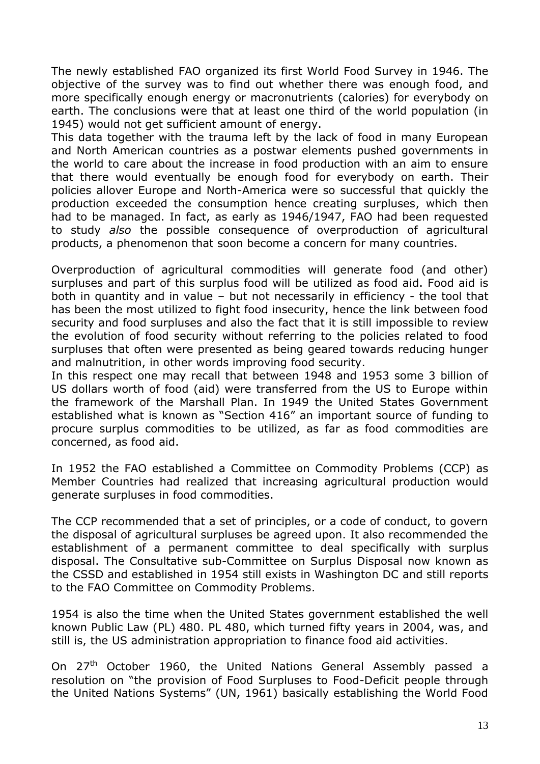The newly established FAO organized its first World Food Survey in 1946. The objective of the survey was to find out whether there was enough food, and more specifically enough energy or macronutrients (calories) for everybody on earth. The conclusions were that at least one third of the world population (in 1945) would not get sufficient amount of energy.
This data together with the trauma left by the lack of food in many European and North American countries as a postwar elements pushed governments in the world to care about the increase in food production with an aim to ensure that there would eventually be enough food for everybody on earth. Their policies allover Europe and North-America were so successful that quickly the production exceeded the consumption hence creating surpluses, which then had to be managed. In fact, as early as 1946/1947, FAO had been requested to study *also* the possible consequence of overproduction of agricultural products, a phenomenon that soon become a concern for many countries.

Overproduction of agricultural commodities will generate food (and other) surpluses and part of this surplus food will be utilized as food aid. Food aid is both in quantity and in value – but not necessarily in efficiency - the tool that has been the most utilized to fight food insecurity, hence the link between food security and food surpluses and also the fact that it is still impossible to review the evolution of food security without referring to the policies related to food surpluses that often were presented as being geared towards reducing hunger and malnutrition, in other words improving food security.
In this respect one may recall that between 1948 and 1953 some 3 billion of US dollars worth of food (aid) were transferred from the US to Europe within the framework of the Marshall Plan. In 1949 the United States Government established what is known as "Section 416" an important source of funding to procure surplus commodities to be utilized, as far as food commodities are concerned, as food aid.

In 1952 the FAO established a Committee on Commodity Problems (CCP) as Member Countries had realized that increasing agricultural production would generate surpluses in food commodities.

The CCP recommended that a set of principles, or a code of conduct, to govern the disposal of agricultural surpluses be agreed upon. It also recommended the establishment of a permanent committee to deal specifically with surplus disposal. The Consultative sub-Committee on Surplus Disposal now known as the CSSD and established in 1954 still exists in Washington DC and still reports to the FAO Committee on Commodity Problems.

1954 is also the time when the United States government established the well known Public Law (PL) 480. PL 480, which turned fifty years in 2004, was, and still is, the US administration appropriation to finance food aid activities.

On 27th October 1960, the United Nations General Assembly passed a resolution on "the provision of Food Surpluses to Food-Deficit people through the United Nations Systems" (UN, 1961) basically establishing the World Food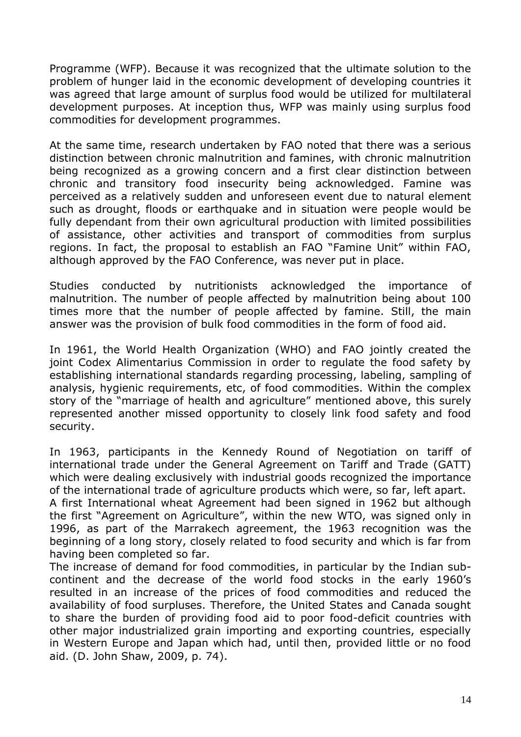Programme (WFP). Because it was recognized that the ultimate solution to the problem of hunger laid in the economic development of developing countries it was agreed that large amount of surplus food would be utilized for multilateral development purposes. At inception thus, WFP was mainly using surplus food commodities for development programmes.

At the same time, research undertaken by FAO noted that there was a serious distinction between chronic malnutrition and famines, with chronic malnutrition being recognized as a growing concern and a first clear distinction between chronic and transitory food insecurity being acknowledged. Famine was perceived as a relatively sudden and unforeseen event due to natural element such as drought, floods or earthquake and in situation were people would be fully dependant from their own agricultural production with limited possibilities of assistance, other activities and transport of commodities from surplus regions. In fact, the proposal to establish an FAO "Famine Unit" within FAO, although approved by the FAO Conference, was never put in place.

Studies conducted by nutritionists acknowledged the importance of malnutrition. The number of people affected by malnutrition being about 100 times more that the number of people affected by famine. Still, the main answer was the provision of bulk food commodities in the form of food aid.

In 1961, the World Health Organization (WHO) and FAO jointly created the joint Codex Alimentarius Commission in order to regulate the food safety by establishing international standards regarding processing, labeling, sampling of analysis, hygienic requirements, etc, of food commodities. Within the complex story of the "marriage of health and agriculture" mentioned above, this surely represented another missed opportunity to closely link food safety and food security.

In 1963, participants in the Kennedy Round of Negotiation on tariff of international trade under the General Agreement on Tariff and Trade (GATT) which were dealing exclusively with industrial goods recognized the importance of the international trade of agriculture products which were, so far, left apart.
A first International wheat Agreement had been signed in 1962 but although the first "Agreement on Agriculture", within the new WTO, was signed only in 1996, as part of the Marrakech agreement, the 1963 recognition was the beginning of a long story, closely related to food security and which is far from having been completed so far.
The increase of demand for food commodities, in particular by the Indian sub-continent and the decrease of the world food stocks in the early 1960's resulted in an increase of the prices of food commodities and reduced the availability of food surpluses. Therefore, the United States and Canada sought to share the burden of providing food aid to poor food-deficit countries with other major industrialized grain importing and exporting countries, especially in Western Europe and Japan which had, until then, provided little or no food aid. (D. John Shaw, 2009, p. 74).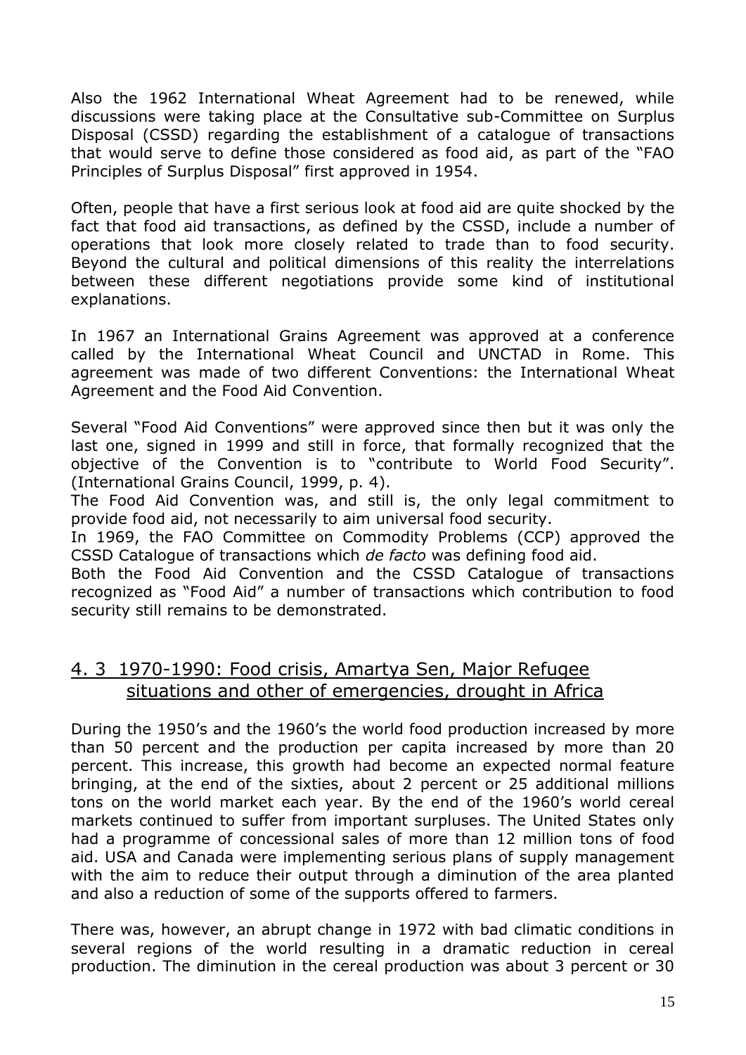Also the 1962 International Wheat Agreement had to be renewed, while discussions were taking place at the Consultative sub-Committee on Surplus Disposal (CSSD) regarding the establishment of a catalogue of transactions that would serve to define those considered as food aid, as part of the "FAO Principles of Surplus Disposal" first approved in 1954.

Often, people that have a first serious look at food aid are quite shocked by the fact that food aid transactions, as defined by the CSSD, include a number of operations that look more closely related to trade than to food security. Beyond the cultural and political dimensions of this reality the interrelations between these different negotiations provide some kind of institutional explanations.

In 1967 an International Grains Agreement was approved at a conference called by the International Wheat Council and UNCTAD in Rome. This agreement was made of two different Conventions: the International Wheat Agreement and the Food Aid Convention.

Several "Food Aid Conventions" were approved since then but it was only the last one, signed in 1999 and still in force, that formally recognized that the objective of the Convention is to "contribute to World Food Security". (International Grains Council, 1999, p. 4).
The Food Aid Convention was, and still is, the only legal commitment to provide food aid, not necessarily to aim universal food security.
In 1969, the FAO Committee on Commodity Problems (CCP) approved the CSSD Catalogue of transactions which *de facto* was defining food aid.
Both the Food Aid Convention and the CSSD Catalogue of transactions recognized as "Food Aid" a number of transactions which contribution to food security still remains to be demonstrated.

## 4. 3 1970-1990: Food crisis, Amartya Sen, Major Refugee situations and other of emergencies, drought in Africa

During the 1950's and the 1960's the world food production increased by more than 50 percent and the production per capita increased by more than 20 percent. This increase, this growth had become an expected normal feature bringing, at the end of the sixties, about 2 percent or 25 additional millions tons on the world market each year. By the end of the 1960's world cereal markets continued to suffer from important surpluses. The United States only had a programme of concessional sales of more than 12 million tons of food aid. USA and Canada were implementing serious plans of supply management with the aim to reduce their output through a diminution of the area planted and also a reduction of some of the supports offered to farmers.

There was, however, an abrupt change in 1972 with bad climatic conditions in several regions of the world resulting in a dramatic reduction in cereal production. The diminution in the cereal production was about 3 percent or 30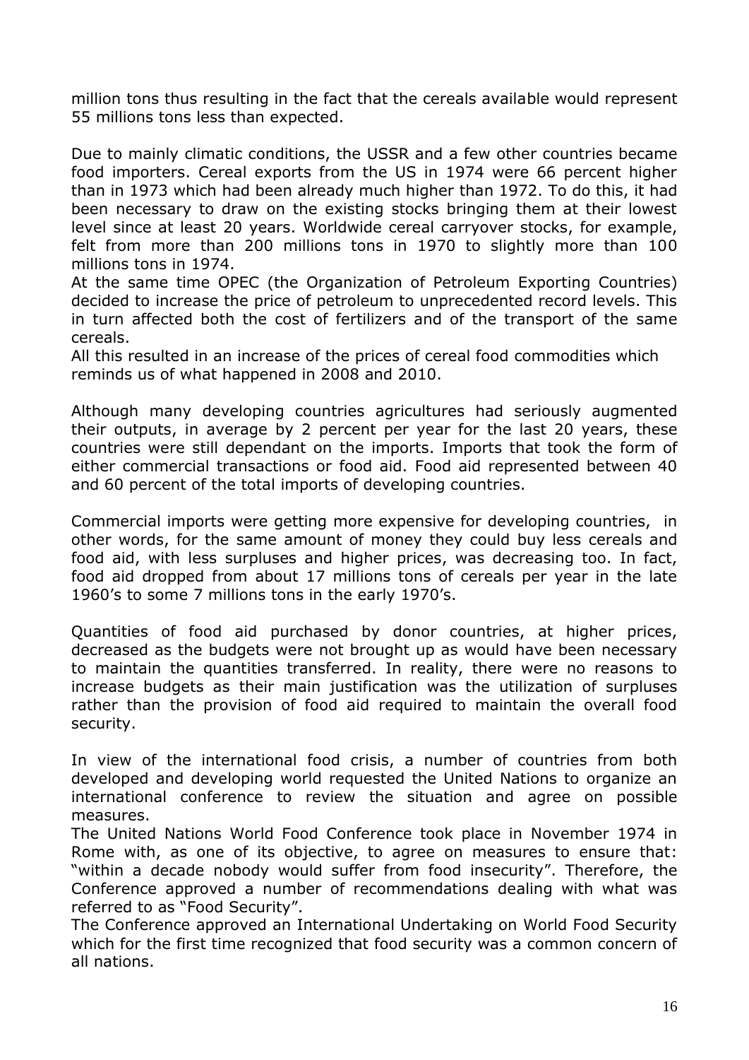million tons thus resulting in the fact that the cereals available would represent 55 millions tons less than expected.

Due to mainly climatic conditions, the USSR and a few other countries became food importers. Cereal exports from the US in 1974 were 66 percent higher than in 1973 which had been already much higher than 1972. To do this, it had been necessary to draw on the existing stocks bringing them at their lowest level since at least 20 years. Worldwide cereal carryover stocks, for example, felt from more than 200 millions tons in 1970 to slightly more than 100 millions tons in 1974.
At the same time OPEC (the Organization of Petroleum Exporting Countries) decided to increase the price of petroleum to unprecedented record levels. This in turn affected both the cost of fertilizers and of the transport of the same cereals.
All this resulted in an increase of the prices of cereal food commodities which reminds us of what happened in 2008 and 2010.

Although many developing countries agricultures had seriously augmented their outputs, in average by 2 percent per year for the last 20 years, these countries were still dependant on the imports. Imports that took the form of either commercial transactions or food aid. Food aid represented between 40 and 60 percent of the total imports of developing countries.

Commercial imports were getting more expensive for developing countries, in other words, for the same amount of money they could buy less cereals and food aid, with less surpluses and higher prices, was decreasing too. In fact, food aid dropped from about 17 millions tons of cereals per year in the late 1960's to some 7 millions tons in the early 1970's.

Quantities of food aid purchased by donor countries, at higher prices, decreased as the budgets were not brought up as would have been necessary to maintain the quantities transferred. In reality, there were no reasons to increase budgets as their main justification was the utilization of surpluses rather than the provision of food aid required to maintain the overall food security.

In view of the international food crisis, a number of countries from both developed and developing world requested the United Nations to organize an international conference to review the situation and agree on possible measures.
The United Nations World Food Conference took place in November 1974 in Rome with, as one of its objective, to agree on measures to ensure that: "within a decade nobody would suffer from food insecurity". Therefore, the Conference approved a number of recommendations dealing with what was referred to as "Food Security".
The Conference approved an International Undertaking on World Food Security which for the first time recognized that food security was a common concern of all nations.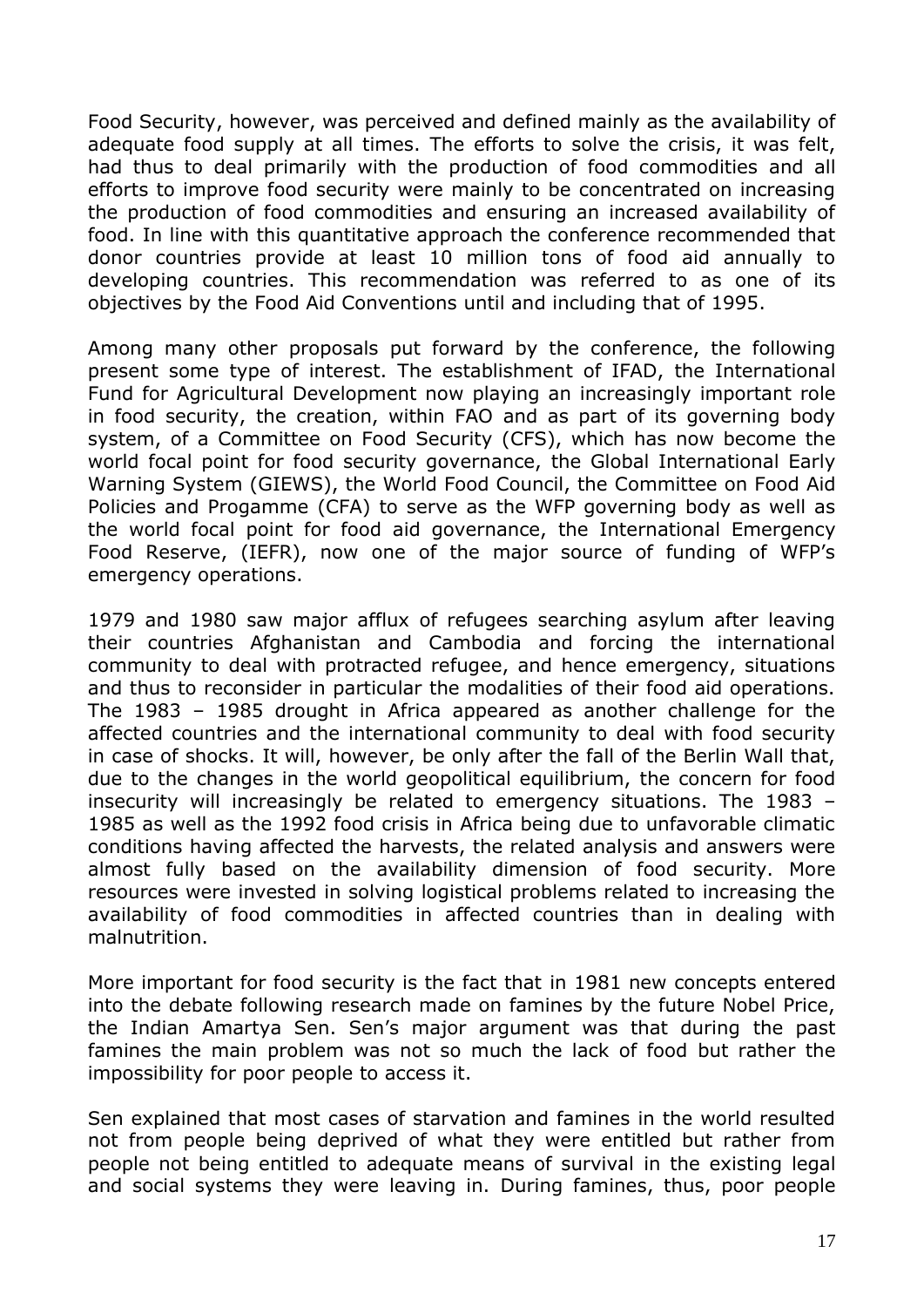Food Security, however, was perceived and defined mainly as the availability of adequate food supply at all times. The efforts to solve the crisis, it was felt, had thus to deal primarily with the production of food commodities and all efforts to improve food security were mainly to be concentrated on increasing the production of food commodities and ensuring an increased availability of food. In line with this quantitative approach the conference recommended that donor countries provide at least 10 million tons of food aid annually to developing countries. This recommendation was referred to as one of its objectives by the Food Aid Conventions until and including that of 1995.

Among many other proposals put forward by the conference, the following present some type of interest. The establishment of IFAD, the International Fund for Agricultural Development now playing an increasingly important role in food security, the creation, within FAO and as part of its governing body system, of a Committee on Food Security (CFS), which has now become the world focal point for food security governance, the Global International Early Warning System (GIEWS), the World Food Council, the Committee on Food Aid Policies and Progamme (CFA) to serve as the WFP governing body as well as the world focal point for food aid governance, the International Emergency Food Reserve, (IEFR), now one of the major source of funding of WFP's emergency operations.

1979 and 1980 saw major afflux of refugees searching asylum after leaving their countries Afghanistan and Cambodia and forcing the international community to deal with protracted refugee, and hence emergency, situations and thus to reconsider in particular the modalities of their food aid operations. The 1983 – 1985 drought in Africa appeared as another challenge for the affected countries and the international community to deal with food security in case of shocks. It will, however, be only after the fall of the Berlin Wall that, due to the changes in the world geopolitical equilibrium, the concern for food insecurity will increasingly be related to emergency situations. The 1983 – 1985 as well as the 1992 food crisis in Africa being due to unfavorable climatic conditions having affected the harvests, the related analysis and answers were almost fully based on the availability dimension of food security. More resources were invested in solving logistical problems related to increasing the availability of food commodities in affected countries than in dealing with malnutrition.

More important for food security is the fact that in 1981 new concepts entered into the debate following research made on famines by the future Nobel Price, the Indian Amartya Sen. Sen's major argument was that during the past famines the main problem was not so much the lack of food but rather the impossibility for poor people to access it.

Sen explained that most cases of starvation and famines in the world resulted not from people being deprived of what they were entitled but rather from people not being entitled to adequate means of survival in the existing legal and social systems they were leaving in. During famines, thus, poor people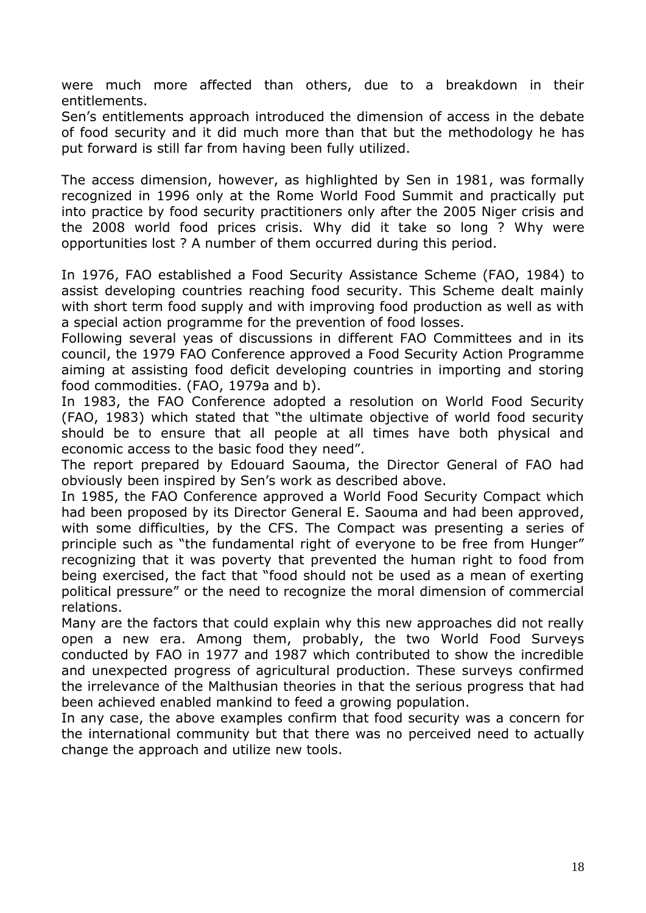were much more affected than others, due to a breakdown in their entitlements.
Sen's entitlements approach introduced the dimension of access in the debate of food security and it did much more than that but the methodology he has put forward is still far from having been fully utilized.

The access dimension, however, as highlighted by Sen in 1981, was formally recognized in 1996 only at the Rome World Food Summit and practically put into practice by food security practitioners only after the 2005 Niger crisis and the 2008 world food prices crisis. Why did it take so long ? Why were opportunities lost ? A number of them occurred during this period.

In 1976, FAO established a Food Security Assistance Scheme (FAO, 1984) to assist developing countries reaching food security. This Scheme dealt mainly with short term food supply and with improving food production as well as with a special action programme for the prevention of food losses.
Following several yeas of discussions in different FAO Committees and in its council, the 1979 FAO Conference approved a Food Security Action Programme aiming at assisting food deficit developing countries in importing and storing food commodities. (FAO, 1979a and b).
In 1983, the FAO Conference adopted a resolution on World Food Security (FAO, 1983) which stated that "the ultimate objective of world food security should be to ensure that all people at all times have both physical and economic access to the basic food they need".
The report prepared by Edouard Saouma, the Director General of FAO had obviously been inspired by Sen's work as described above.
In 1985, the FAO Conference approved a World Food Security Compact which had been proposed by its Director General E. Saouma and had been approved, with some difficulties, by the CFS. The Compact was presenting a series of principle such as "the fundamental right of everyone to be free from Hunger" recognizing that it was poverty that prevented the human right to food from being exercised, the fact that "food should not be used as a mean of exerting political pressure" or the need to recognize the moral dimension of commercial relations.
Many are the factors that could explain why this new approaches did not really open a new era. Among them, probably, the two World Food Surveys conducted by FAO in 1977 and 1987 which contributed to show the incredible and unexpected progress of agricultural production. These surveys confirmed the irrelevance of the Malthusian theories in that the serious progress that had been achieved enabled mankind to feed a growing population.
In any case, the above examples confirm that food security was a concern for the international community but that there was no perceived need to actually change the approach and utilize new tools.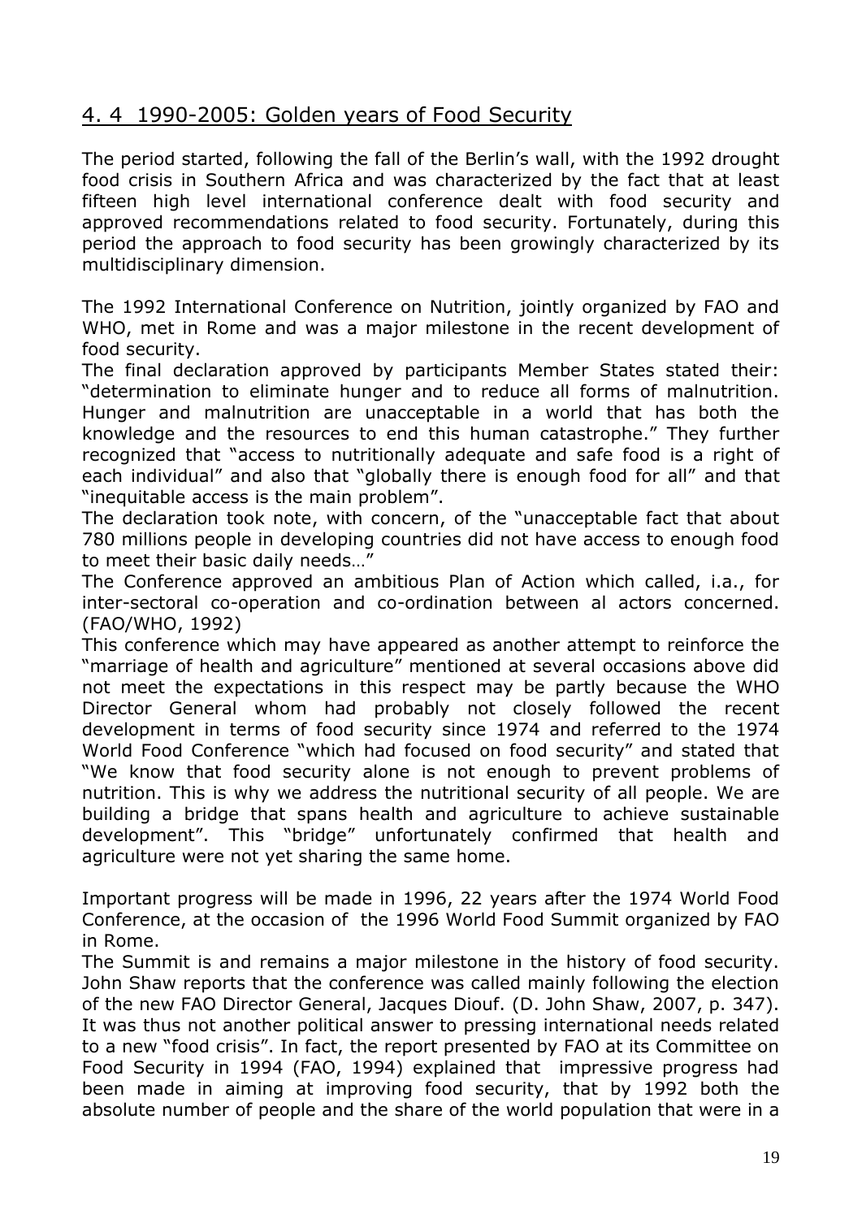## 4. 4 1990-2005: Golden years of Food Security

The period started, following the fall of the Berlin's wall, with the 1992 drought food crisis in Southern Africa and was characterized by the fact that at least fifteen high level international conference dealt with food security and approved recommendations related to food security. Fortunately, during this period the approach to food security has been growingly characterized by its multidisciplinary dimension.

The 1992 International Conference on Nutrition, jointly organized by FAO and WHO, met in Rome and was a major milestone in the recent development of food security.

The final declaration approved by participants Member States stated their: "determination to eliminate hunger and to reduce all forms of malnutrition. Hunger and malnutrition are unacceptable in a world that has both the knowledge and the resources to end this human catastrophe." They further recognized that "access to nutritionally adequate and safe food is a right of each individual" and also that "globally there is enough food for all" and that "inequitable access is the main problem".

The declaration took note, with concern, of the "unacceptable fact that about 780 millions people in developing countries did not have access to enough food to meet their basic daily needs…"

The Conference approved an ambitious Plan of Action which called, i.a., for inter-sectoral co-operation and co-ordination between al actors concerned. (FAO/WHO, 1992)

This conference which may have appeared as another attempt to reinforce the "marriage of health and agriculture" mentioned at several occasions above did not meet the expectations in this respect may be partly because the WHO Director General whom had probably not closely followed the recent development in terms of food security since 1974 and referred to the 1974 World Food Conference "which had focused on food security" and stated that "We know that food security alone is not enough to prevent problems of nutrition. This is why we address the nutritional security of all people. We are building a bridge that spans health and agriculture to achieve sustainable development". This "bridge" unfortunately confirmed that health and agriculture were not yet sharing the same home.

Important progress will be made in 1996, 22 years after the 1974 World Food Conference, at the occasion of the 1996 World Food Summit organized by FAO in Rome.

The Summit is and remains a major milestone in the history of food security. John Shaw reports that the conference was called mainly following the election of the new FAO Director General, Jacques Diouf. (D. John Shaw, 2007, p. 347). It was thus not another political answer to pressing international needs related to a new "food crisis". In fact, the report presented by FAO at its Committee on Food Security in 1994 (FAO, 1994) explained that impressive progress had been made in aiming at improving food security, that by 1992 both the absolute number of people and the share of the world population that were in a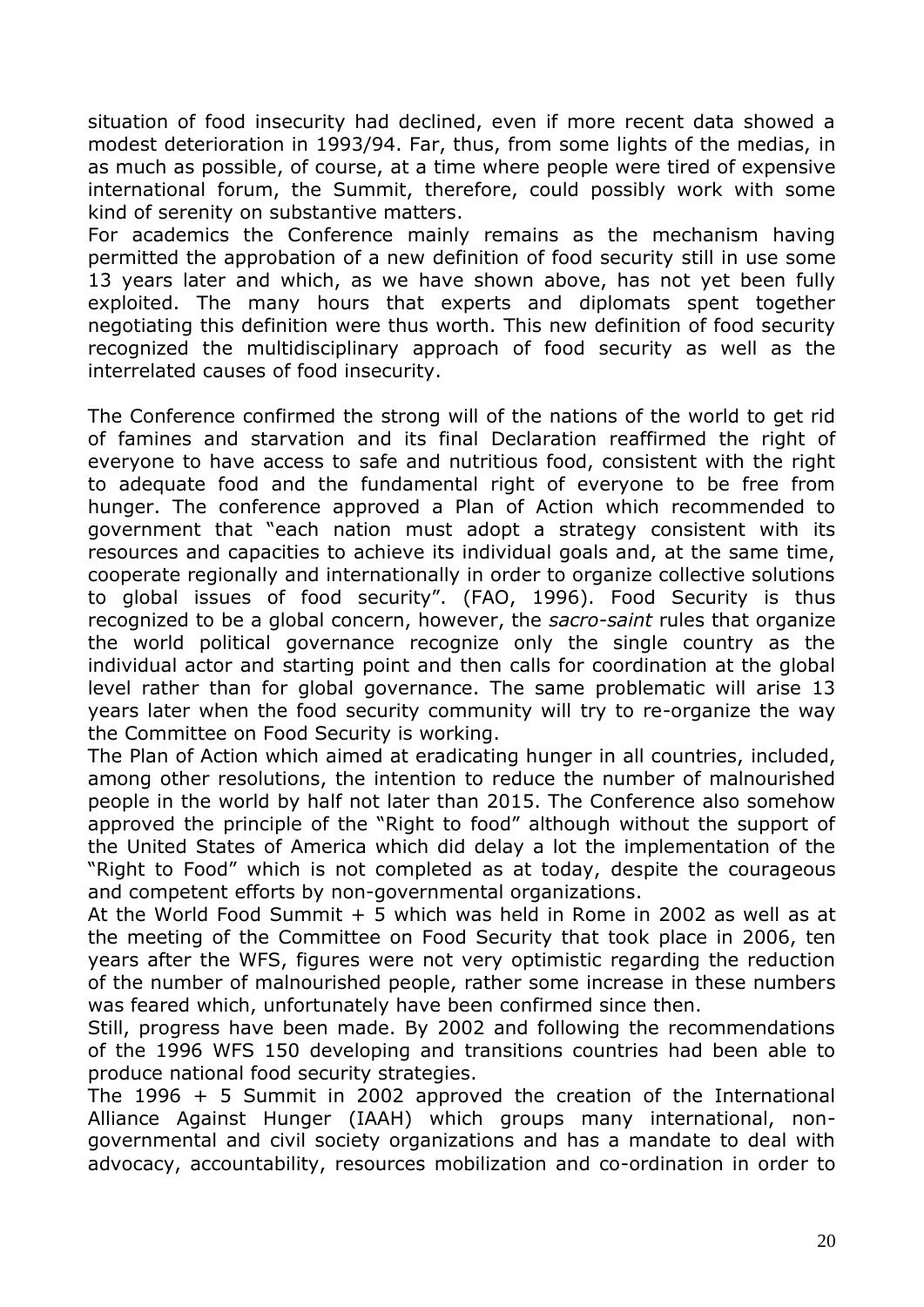situation of food insecurity had declined, even if more recent data showed a modest deterioration in 1993/94. Far, thus, from some lights of the medias, in as much as possible, of course, at a time where people were tired of expensive international forum, the Summit, therefore, could possibly work with some kind of serenity on substantive matters.
For academics the Conference mainly remains as the mechanism having permitted the approbation of a new definition of food security still in use some 13 years later and which, as we have shown above, has not yet been fully exploited. The many hours that experts and diplomats spent together negotiating this definition were thus worth. This new definition of food security recognized the multidisciplinary approach of food security as well as the interrelated causes of food insecurity.

The Conference confirmed the strong will of the nations of the world to get rid of famines and starvation and its final Declaration reaffirmed the right of everyone to have access to safe and nutritious food, consistent with the right to adequate food and the fundamental right of everyone to be free from hunger. The conference approved a Plan of Action which recommended to government that "each nation must adopt a strategy consistent with its resources and capacities to achieve its individual goals and, at the same time, cooperate regionally and internationally in order to organize collective solutions to global issues of food security". (FAO, 1996). Food Security is thus recognized to be a global concern, however, the *sacro-saint* rules that organize the world political governance recognize only the single country as the individual actor and starting point and then calls for coordination at the global level rather than for global governance. The same problematic will arise 13 years later when the food security community will try to re-organize the way the Committee on Food Security is working.
The Plan of Action which aimed at eradicating hunger in all countries, included, among other resolutions, the intention to reduce the number of malnourished people in the world by half not later than 2015. The Conference also somehow approved the principle of the "Right to food" although without the support of the United States of America which did delay a lot the implementation of the "Right to Food" which is not completed as at today, despite the courageous and competent efforts by non-governmental organizations.
At the World Food Summit + 5 which was held in Rome in 2002 as well as at the meeting of the Committee on Food Security that took place in 2006, ten years after the WFS, figures were not very optimistic regarding the reduction of the number of malnourished people, rather some increase in these numbers was feared which, unfortunately have been confirmed since then.
Still, progress have been made. By 2002 and following the recommendations of the 1996 WFS 150 developing and transitions countries had been able to produce national food security strategies.
The 1996 + 5 Summit in 2002 approved the creation of the International Alliance Against Hunger (IAAH) which groups many international, non-governmental and civil society organizations and has a mandate to deal with advocacy, accountability, resources mobilization and co-ordination in order to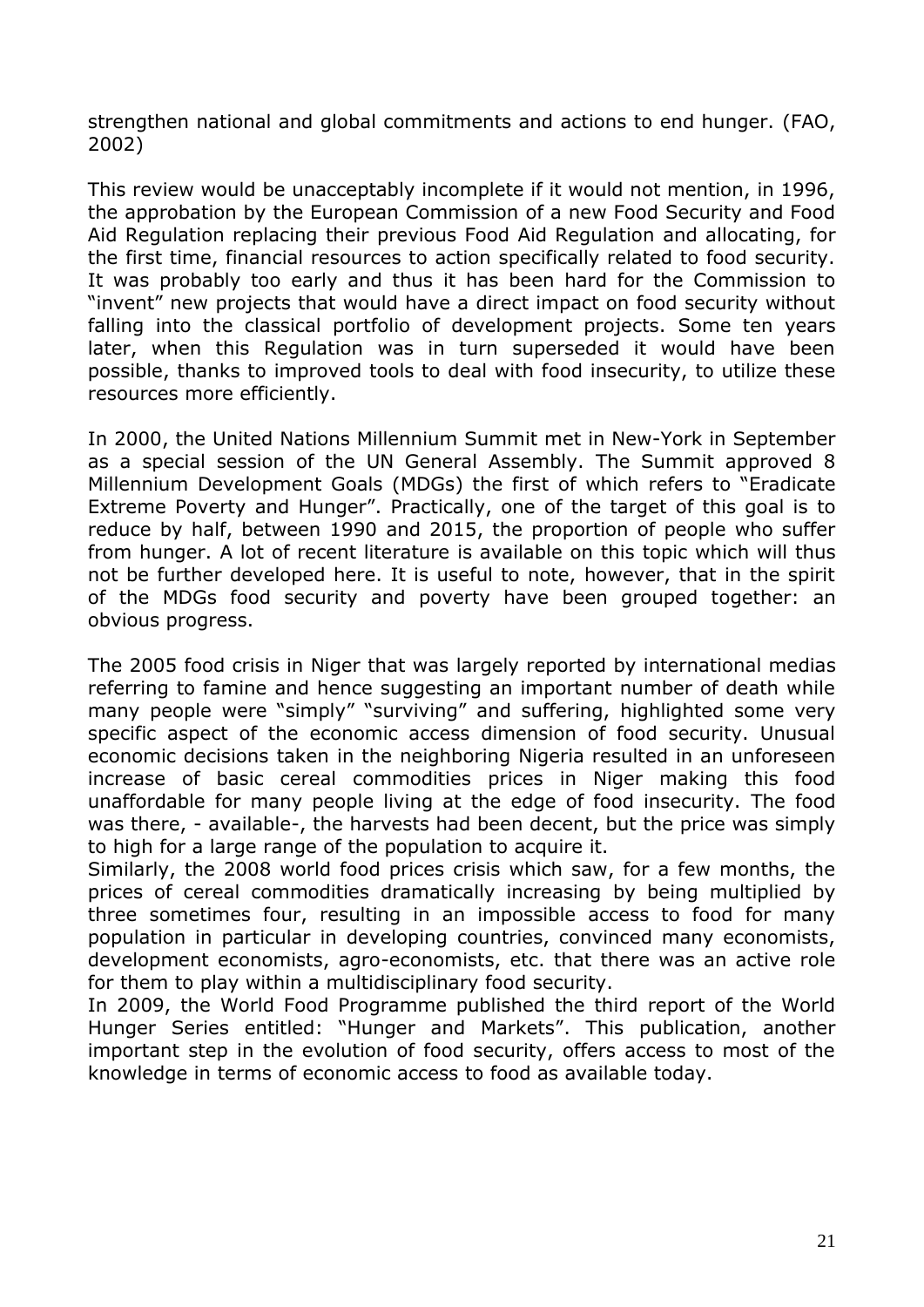strengthen national and global commitments and actions to end hunger. (FAO, 2002)

This review would be unacceptably incomplete if it would not mention, in 1996, the approbation by the European Commission of a new Food Security and Food Aid Regulation replacing their previous Food Aid Regulation and allocating, for the first time, financial resources to action specifically related to food security. It was probably too early and thus it has been hard for the Commission to "invent" new projects that would have a direct impact on food security without falling into the classical portfolio of development projects. Some ten years later, when this Regulation was in turn superseded it would have been possible, thanks to improved tools to deal with food insecurity, to utilize these resources more efficiently.

In 2000, the United Nations Millennium Summit met in New-York in September as a special session of the UN General Assembly. The Summit approved 8 Millennium Development Goals (MDGs) the first of which refers to "Eradicate Extreme Poverty and Hunger". Practically, one of the target of this goal is to reduce by half, between 1990 and 2015, the proportion of people who suffer from hunger. A lot of recent literature is available on this topic which will thus not be further developed here. It is useful to note, however, that in the spirit of the MDGs food security and poverty have been grouped together: an obvious progress.

The 2005 food crisis in Niger that was largely reported by international medias referring to famine and hence suggesting an important number of death while many people were "simply" "surviving" and suffering, highlighted some very specific aspect of the economic access dimension of food security. Unusual economic decisions taken in the neighboring Nigeria resulted in an unforeseen increase of basic cereal commodities prices in Niger making this food unaffordable for many people living at the edge of food insecurity. The food was there, - available-, the harvests had been decent, but the price was simply to high for a large range of the population to acquire it.

Similarly, the 2008 world food prices crisis which saw, for a few months, the prices of cereal commodities dramatically increasing by being multiplied by three sometimes four, resulting in an impossible access to food for many population in particular in developing countries, convinced many economists, development economists, agro-economists, etc. that there was an active role for them to play within a multidisciplinary food security.

In 2009, the World Food Programme published the third report of the World Hunger Series entitled: "Hunger and Markets". This publication, another important step in the evolution of food security, offers access to most of the knowledge in terms of economic access to food as available today.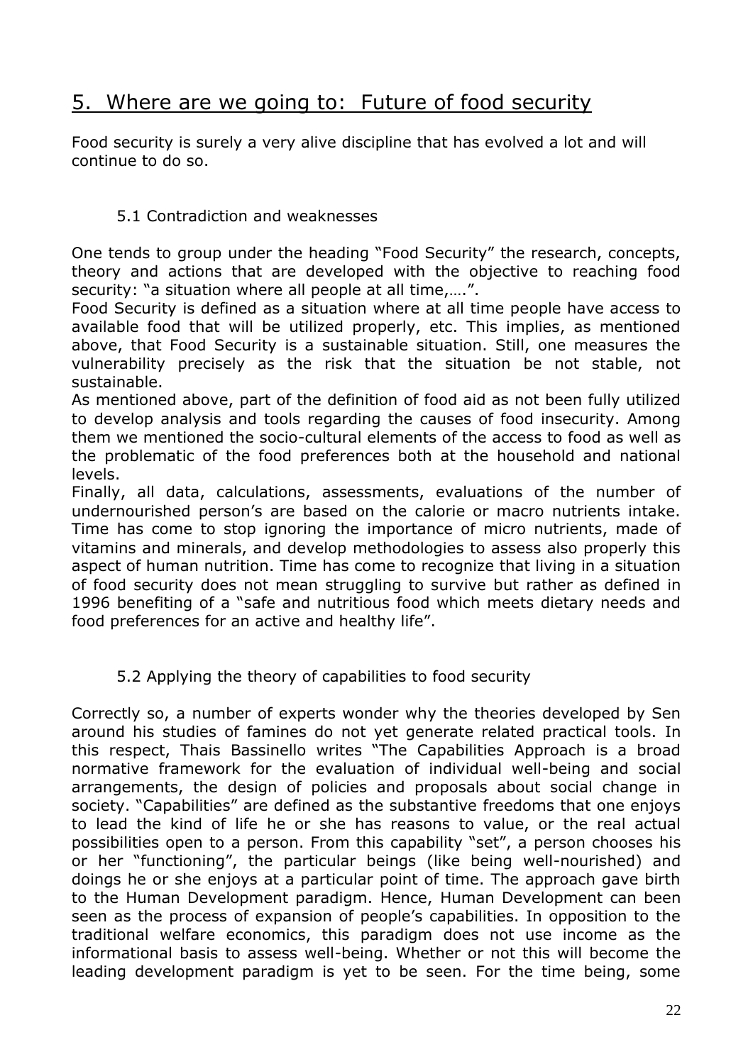## 5. Where are we going to: Future of food security

Food security is surely a very alive discipline that has evolved a lot and will continue to do so.

### 5.1 Contradiction and weaknesses

One tends to group under the heading "Food Security" the research, concepts, theory and actions that are developed with the objective to reaching food security: "a situation where all people at all time,….".

Food Security is defined as a situation where at all time people have access to available food that will be utilized properly, etc. This implies, as mentioned above, that Food Security is a sustainable situation. Still, one measures the vulnerability precisely as the risk that the situation be not stable, not sustainable.

As mentioned above, part of the definition of food aid as not been fully utilized to develop analysis and tools regarding the causes of food insecurity. Among them we mentioned the socio-cultural elements of the access to food as well as the problematic of the food preferences both at the household and national levels.

Finally, all data, calculations, assessments, evaluations of the number of undernourished person's are based on the calorie or macro nutrients intake. Time has come to stop ignoring the importance of micro nutrients, made of vitamins and minerals, and develop methodologies to assess also properly this aspect of human nutrition. Time has come to recognize that living in a situation of food security does not mean struggling to survive but rather as defined in 1996 benefiting of a "safe and nutritious food which meets dietary needs and food preferences for an active and healthy life".

### 5.2 Applying the theory of capabilities to food security

Correctly so, a number of experts wonder why the theories developed by Sen around his studies of famines do not yet generate related practical tools. In this respect, Thais Bassinello writes "The Capabilities Approach is a broad normative framework for the evaluation of individual well-being and social arrangements, the design of policies and proposals about social change in society. "Capabilities" are defined as the substantive freedoms that one enjoys to lead the kind of life he or she has reasons to value, or the real actual possibilities open to a person. From this capability "set", a person chooses his or her "functioning", the particular beings (like being well-nourished) and doings he or she enjoys at a particular point of time. The approach gave birth to the Human Development paradigm. Hence, Human Development can been seen as the process of expansion of people's capabilities. In opposition to the traditional welfare economics, this paradigm does not use income as the informational basis to assess well-being. Whether or not this will become the leading development paradigm is yet to be seen. For the time being, some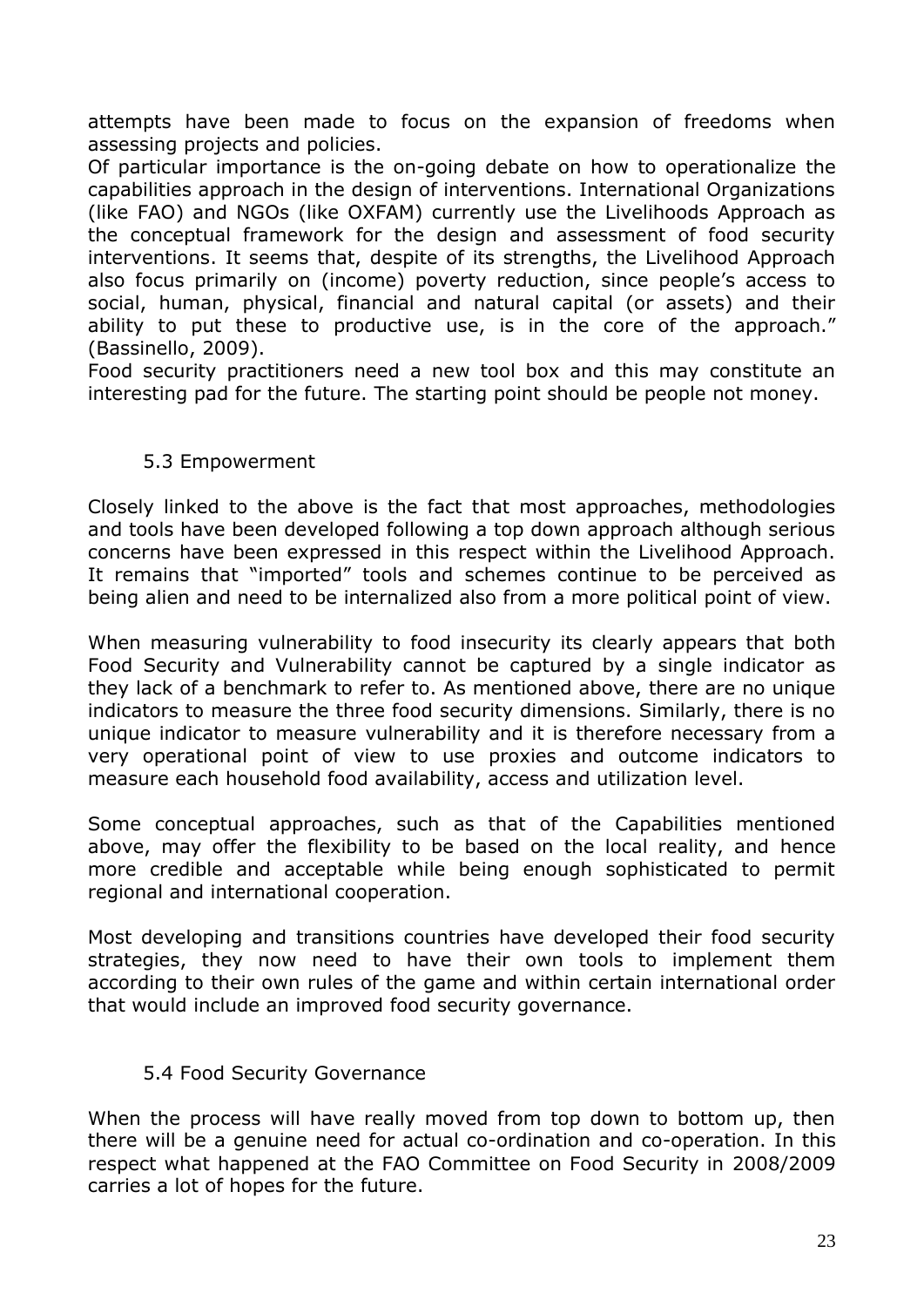attempts have been made to focus on the expansion of freedoms when assessing projects and policies.
Of particular importance is the on-going debate on how to operationalize the capabilities approach in the design of interventions. International Organizations (like FAO) and NGOs (like OXFAM) currently use the Livelihoods Approach as the conceptual framework for the design and assessment of food security interventions. It seems that, despite of its strengths, the Livelihood Approach also focus primarily on (income) poverty reduction, since people's access to social, human, physical, financial and natural capital (or assets) and their ability to put these to productive use, is in the core of the approach." (Bassinello, 2009).
Food security practitioners need a new tool box and this may constitute an interesting pad for the future. The starting point should be people not money.

## 5.3 Empowerment

Closely linked to the above is the fact that most approaches, methodologies and tools have been developed following a top down approach although serious concerns have been expressed in this respect within the Livelihood Approach. It remains that "imported" tools and schemes continue to be perceived as being alien and need to be internalized also from a more political point of view.

When measuring vulnerability to food insecurity its clearly appears that both Food Security and Vulnerability cannot be captured by a single indicator as they lack of a benchmark to refer to. As mentioned above, there are no unique indicators to measure the three food security dimensions. Similarly, there is no unique indicator to measure vulnerability and it is therefore necessary from a very operational point of view to use proxies and outcome indicators to measure each household food availability, access and utilization level.

Some conceptual approaches, such as that of the Capabilities mentioned above, may offer the flexibility to be based on the local reality, and hence more credible and acceptable while being enough sophisticated to permit regional and international cooperation.

Most developing and transitions countries have developed their food security strategies, they now need to have their own tools to implement them according to their own rules of the game and within certain international order that would include an improved food security governance.

## 5.4 Food Security Governance

When the process will have really moved from top down to bottom up, then there will be a genuine need for actual co-ordination and co-operation. In this respect what happened at the FAO Committee on Food Security in 2008/2009 carries a lot of hopes for the future.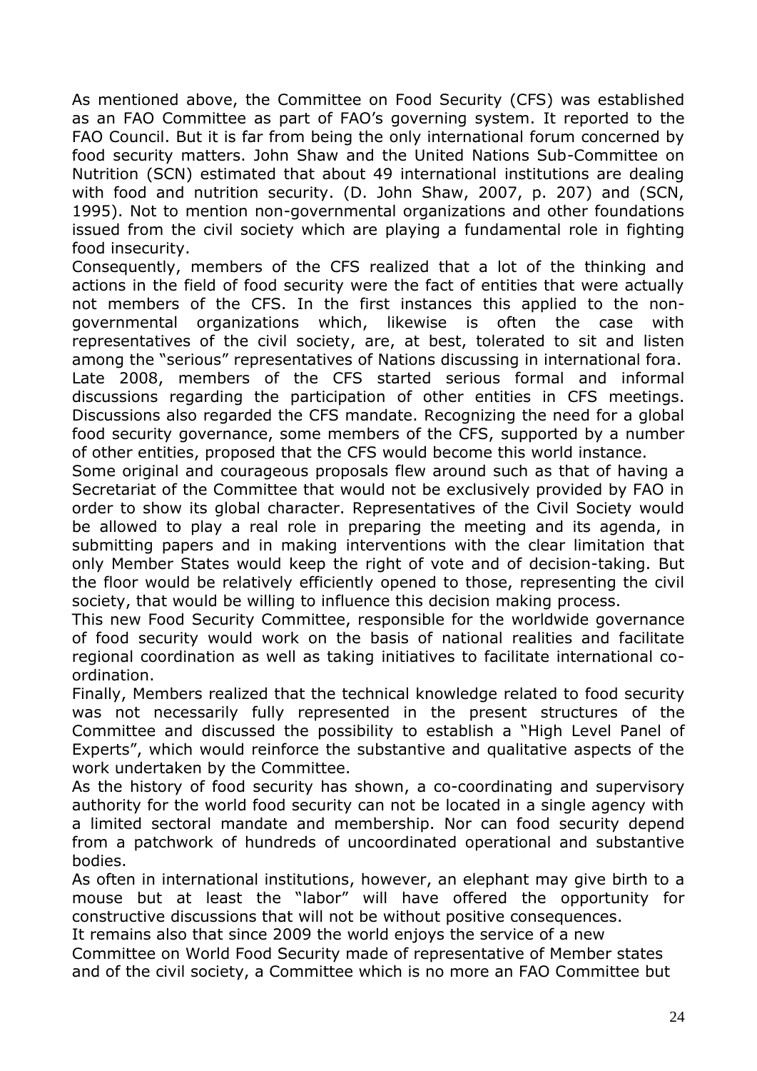As mentioned above, the Committee on Food Security (CFS) was established as an FAO Committee as part of FAO's governing system. It reported to the FAO Council. But it is far from being the only international forum concerned by food security matters. John Shaw and the United Nations Sub-Committee on Nutrition (SCN) estimated that about 49 international institutions are dealing with food and nutrition security. (D. John Shaw, 2007, p. 207) and (SCN, 1995). Not to mention non-governmental organizations and other foundations issued from the civil society which are playing a fundamental role in fighting food insecurity.

Consequently, members of the CFS realized that a lot of the thinking and actions in the field of food security were the fact of entities that were actually not members of the CFS. In the first instances this applied to the non-governmental organizations which, likewise is often the case with representatives of the civil society, are, at best, tolerated to sit and listen among the "serious" representatives of Nations discussing in international fora.

Late 2008, members of the CFS started serious formal and informal discussions regarding the participation of other entities in CFS meetings. Discussions also regarded the CFS mandate. Recognizing the need for a global food security governance, some members of the CFS, supported by a number of other entities, proposed that the CFS would become this world instance.

Some original and courageous proposals flew around such as that of having a Secretariat of the Committee that would not be exclusively provided by FAO in order to show its global character. Representatives of the Civil Society would be allowed to play a real role in preparing the meeting and its agenda, in submitting papers and in making interventions with the clear limitation that only Member States would keep the right of vote and of decision-taking. But the floor would be relatively efficiently opened to those, representing the civil society, that would be willing to influence this decision making process.

This new Food Security Committee, responsible for the worldwide governance of food security would work on the basis of national realities and facilitate regional coordination as well as taking initiatives to facilitate international co-ordination.

Finally, Members realized that the technical knowledge related to food security was not necessarily fully represented in the present structures of the Committee and discussed the possibility to establish a "High Level Panel of Experts", which would reinforce the substantive and qualitative aspects of the work undertaken by the Committee.

As the history of food security has shown, a co-coordinating and supervisory authority for the world food security can not be located in a single agency with a limited sectoral mandate and membership. Nor can food security depend from a patchwork of hundreds of uncoordinated operational and substantive bodies.

As often in international institutions, however, an elephant may give birth to a mouse but at least the "labor" will have offered the opportunity for constructive discussions that will not be without positive consequences.

It remains also that since 2009 the world enjoys the service of a new Committee on World Food Security made of representative of Member states and of the civil society, a Committee which is no more an FAO Committee but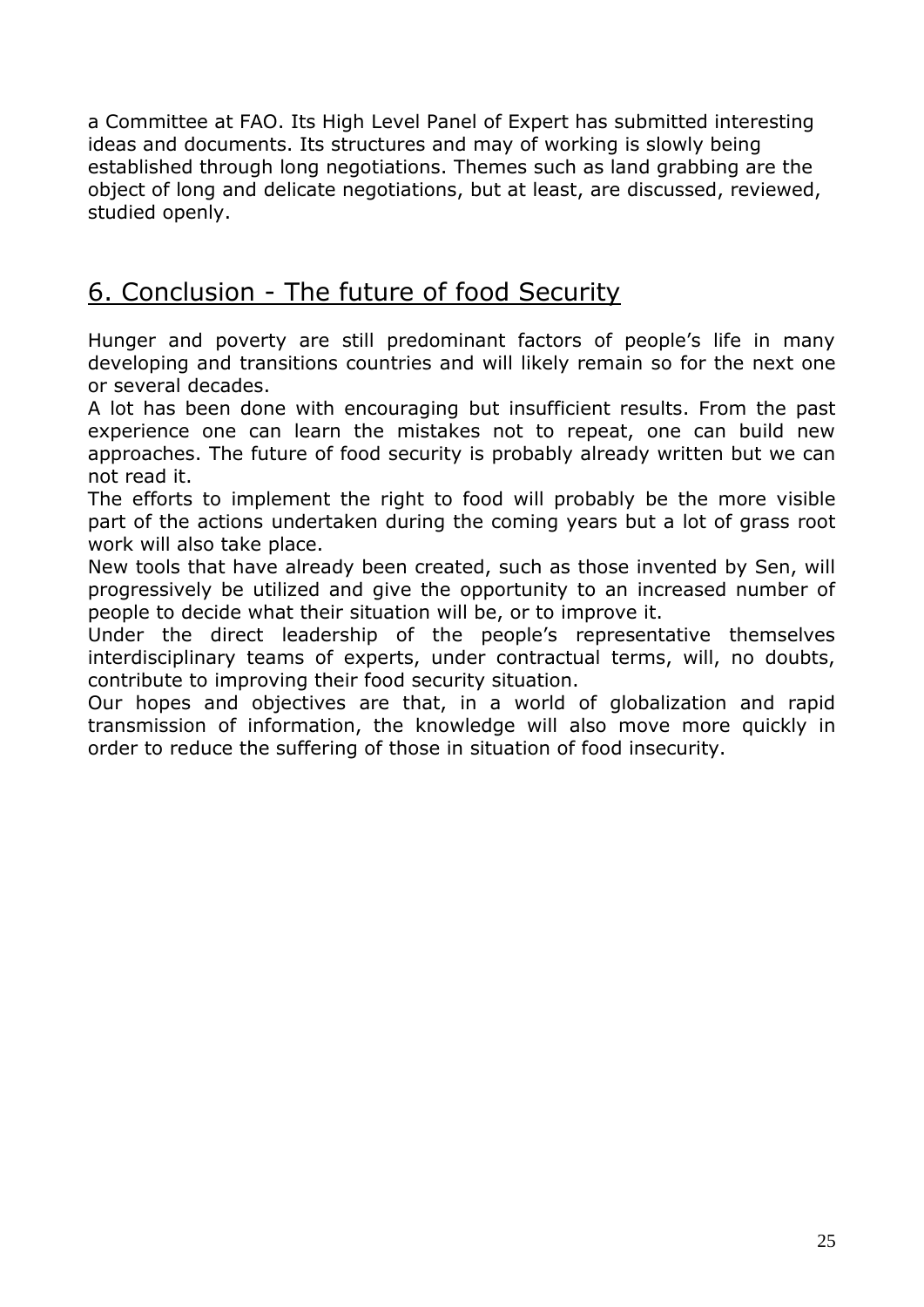a Committee at FAO. Its High Level Panel of Expert has submitted interesting ideas and documents. Its structures and may of working is slowly being established through long negotiations. Themes such as land grabbing are the object of long and delicate negotiations, but at least, are discussed, reviewed, studied openly.

## 6. Conclusion - The future of food Security

Hunger and poverty are still predominant factors of people's life in many developing and transitions countries and will likely remain so for the next one or several decades.

A lot has been done with encouraging but insufficient results. From the past experience one can learn the mistakes not to repeat, one can build new approaches. The future of food security is probably already written but we can not read it.

The efforts to implement the right to food will probably be the more visible part of the actions undertaken during the coming years but a lot of grass root work will also take place.

New tools that have already been created, such as those invented by Sen, will progressively be utilized and give the opportunity to an increased number of people to decide what their situation will be, or to improve it.

Under the direct leadership of the people's representative themselves interdisciplinary teams of experts, under contractual terms, will, no doubts, contribute to improving their food security situation.

Our hopes and objectives are that, in a world of globalization and rapid transmission of information, the knowledge will also move more quickly in order to reduce the suffering of those in situation of food insecurity.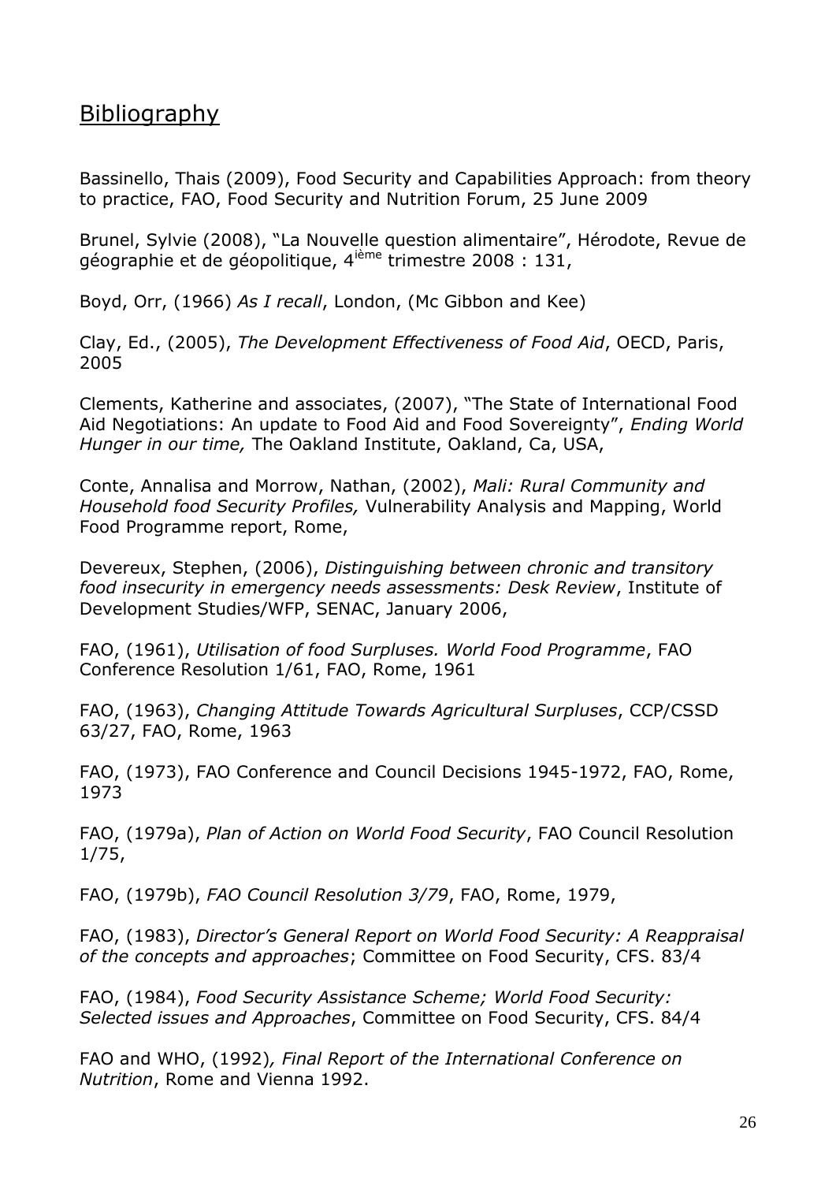## Bibliography

Bassinello, Thais (2009), Food Security and Capabilities Approach: from theory to practice, FAO, Food Security and Nutrition Forum, 25 June 2009

Brunel, Sylvie (2008), "La Nouvelle question alimentaire", Hérodote, Revue de géographie et de géopolitique, 4ième trimestre 2008 : 131,

Boyd, Orr, (1966) *As I recall*, London, (Mc Gibbon and Kee)

Clay, Ed., (2005), *The Development Effectiveness of Food Aid*, OECD, Paris, 2005

Clements, Katherine and associates, (2007), "The State of International Food Aid Negotiations: An update to Food Aid and Food Sovereignty", *Ending World Hunger in our time,* The Oakland Institute, Oakland, Ca, USA,

Conte, Annalisa and Morrow, Nathan, (2002), *Mali: Rural Community and Household food Security Profiles,* Vulnerability Analysis and Mapping, World Food Programme report, Rome,

Devereux, Stephen, (2006), *Distinguishing between chronic and transitory food insecurity in emergency needs assessments: Desk Review*, Institute of Development Studies/WFP, SENAC, January 2006,

FAO, (1961), *Utilisation of food Surpluses. World Food Programme*, FAO Conference Resolution 1/61, FAO, Rome, 1961

FAO, (1963), *Changing Attitude Towards Agricultural Surpluses*, CCP/CSSD 63/27, FAO, Rome, 1963

FAO, (1973), FAO Conference and Council Decisions 1945-1972, FAO, Rome, 1973

FAO, (1979a), *Plan of Action on World Food Security*, FAO Council Resolution 1/75,

FAO, (1979b), *FAO Council Resolution 3/79*, FAO, Rome, 1979,

FAO, (1983), *Director's General Report on World Food Security: A Reappraisal of the concepts and approaches*; Committee on Food Security, CFS. 83/4

FAO, (1984), *Food Security Assistance Scheme; World Food Security: Selected issues and Approaches*, Committee on Food Security, CFS. 84/4

FAO and WHO, (1992)*, Final Report of the International Conference on Nutrition*, Rome and Vienna 1992.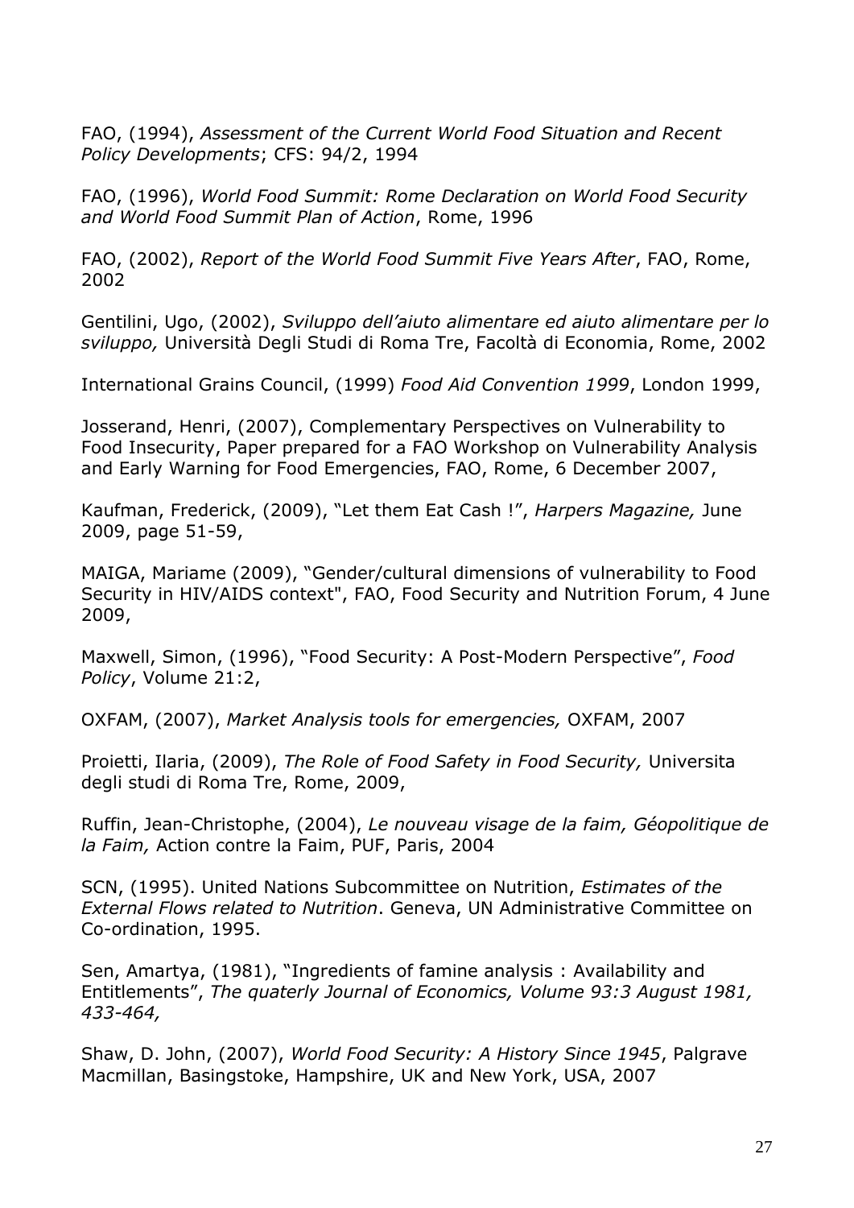FAO, (1994), *Assessment of the Current World Food Situation and Recent Policy Developments*; CFS: 94/2, 1994

FAO, (1996), *World Food Summit: Rome Declaration on World Food Security and World Food Summit Plan of Action*, Rome, 1996

FAO, (2002), *Report of the World Food Summit Five Years After*, FAO, Rome, 2002

Gentilini, Ugo, (2002), *Sviluppo dell'aiuto alimentare ed aiuto alimentare per lo sviluppo,* Università Degli Studi di Roma Tre, Facoltà di Economia, Rome, 2002

International Grains Council, (1999) *Food Aid Convention 1999*, London 1999,

Josserand, Henri, (2007), Complementary Perspectives on Vulnerability to Food Insecurity, Paper prepared for a FAO Workshop on Vulnerability Analysis and Early Warning for Food Emergencies, FAO, Rome, 6 December 2007,

Kaufman, Frederick, (2009), "Let them Eat Cash !", *Harpers Magazine,* June 2009, page 51-59,

MAIGA, Mariame (2009), "Gender/cultural dimensions of vulnerability to Food Security in HIV/AIDS context", FAO, Food Security and Nutrition Forum, 4 June 2009,

Maxwell, Simon, (1996), "Food Security: A Post-Modern Perspective", *Food Policy*, Volume 21:2,

OXFAM, (2007), *Market Analysis tools for emergencies,* OXFAM, 2007

Proietti, Ilaria, (2009), *The Role of Food Safety in Food Security,* Universita degli studi di Roma Tre, Rome, 2009,

Ruffin, Jean-Christophe, (2004), *Le nouveau visage de la faim, Géopolitique de la Faim,* Action contre la Faim, PUF, Paris, 2004

SCN, (1995). United Nations Subcommittee on Nutrition, *Estimates of the External Flows related to Nutrition*. Geneva, UN Administrative Committee on Co-ordination, 1995.

Sen, Amartya, (1981), "Ingredients of famine analysis : Availability and Entitlements", *The quaterly Journal of Economics, Volume 93:3 August 1981, 433-464,*

Shaw, D. John, (2007), *World Food Security: A History Since 1945*, Palgrave Macmillan, Basingstoke, Hampshire, UK and New York, USA, 2007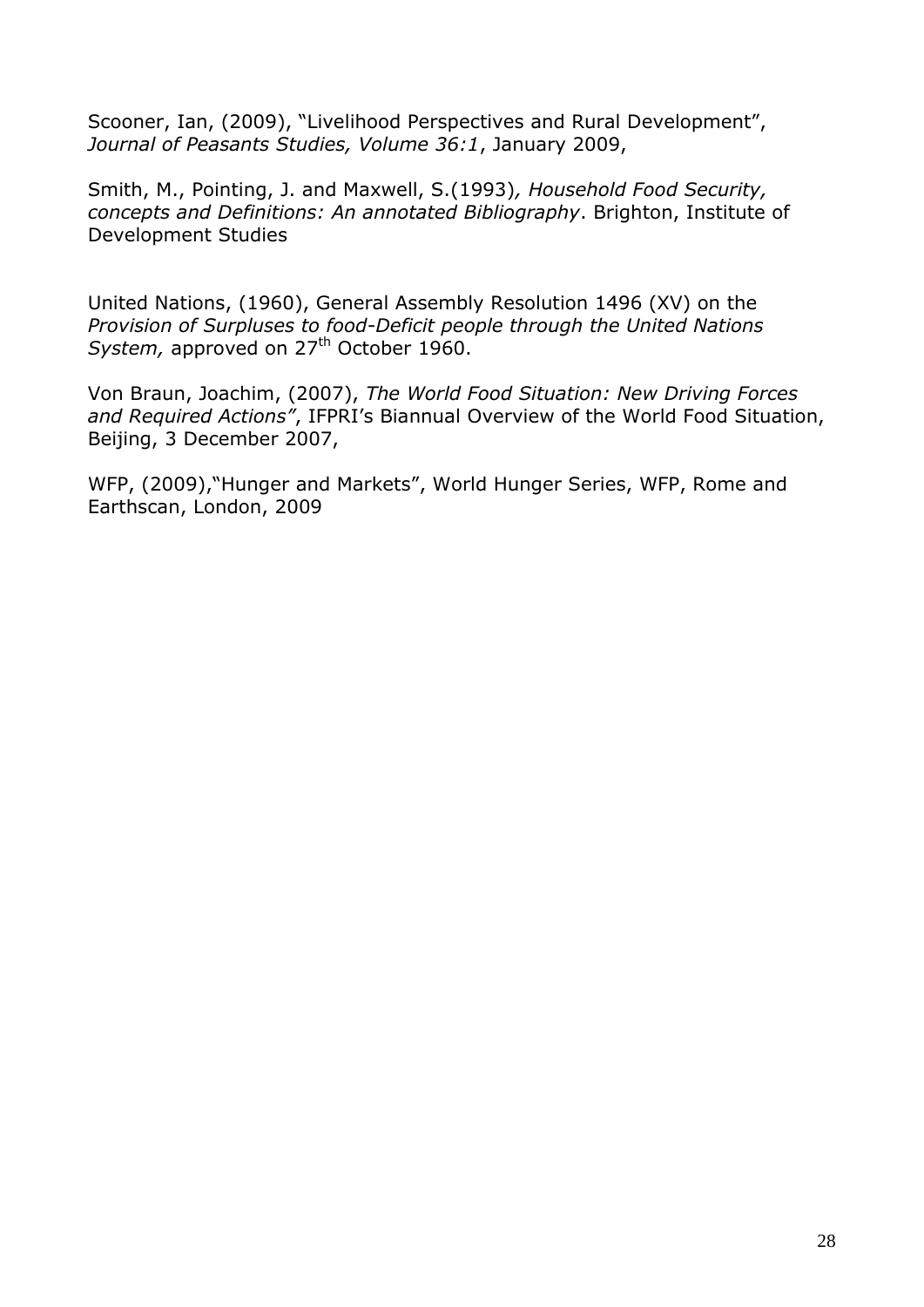Scooner, Ian, (2009), "Livelihood Perspectives and Rural Development", *Journal of Peasants Studies, Volume 36:1*, January 2009,

Smith, M., Pointing, J. and Maxwell, S.(1993)*, Household Food Security, concepts and Definitions: An annotated Bibliography*. Brighton, Institute of Development Studies

United Nations, (1960), General Assembly Resolution 1496 (XV) on the *Provision of Surpluses to food-Deficit people through the United Nations System,* approved on 27th October 1960.

Von Braun, Joachim, (2007), *The World Food Situation: New Driving Forces and Required Actions"*, IFPRI's Biannual Overview of the World Food Situation, Beijing, 3 December 2007,

WFP, (2009),"Hunger and Markets", World Hunger Series, WFP, Rome and Earthscan, London, 2009